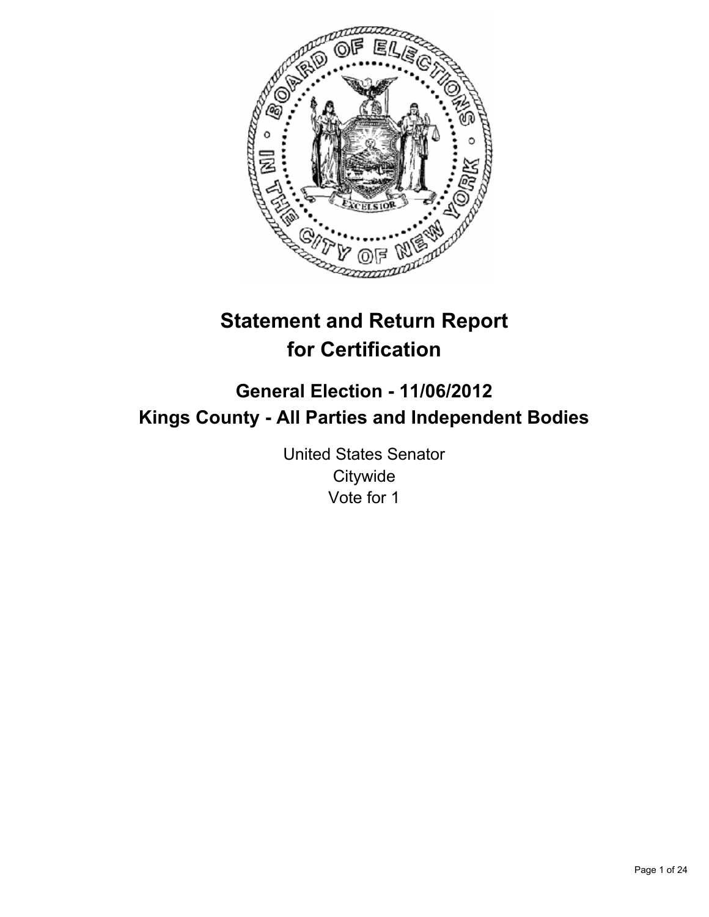# Statement and Return Report for Certification

## General Election - 11/06/2012
## Kings County - All Parties and Independent Bodies

United States Senator
Citywide
Vote for 1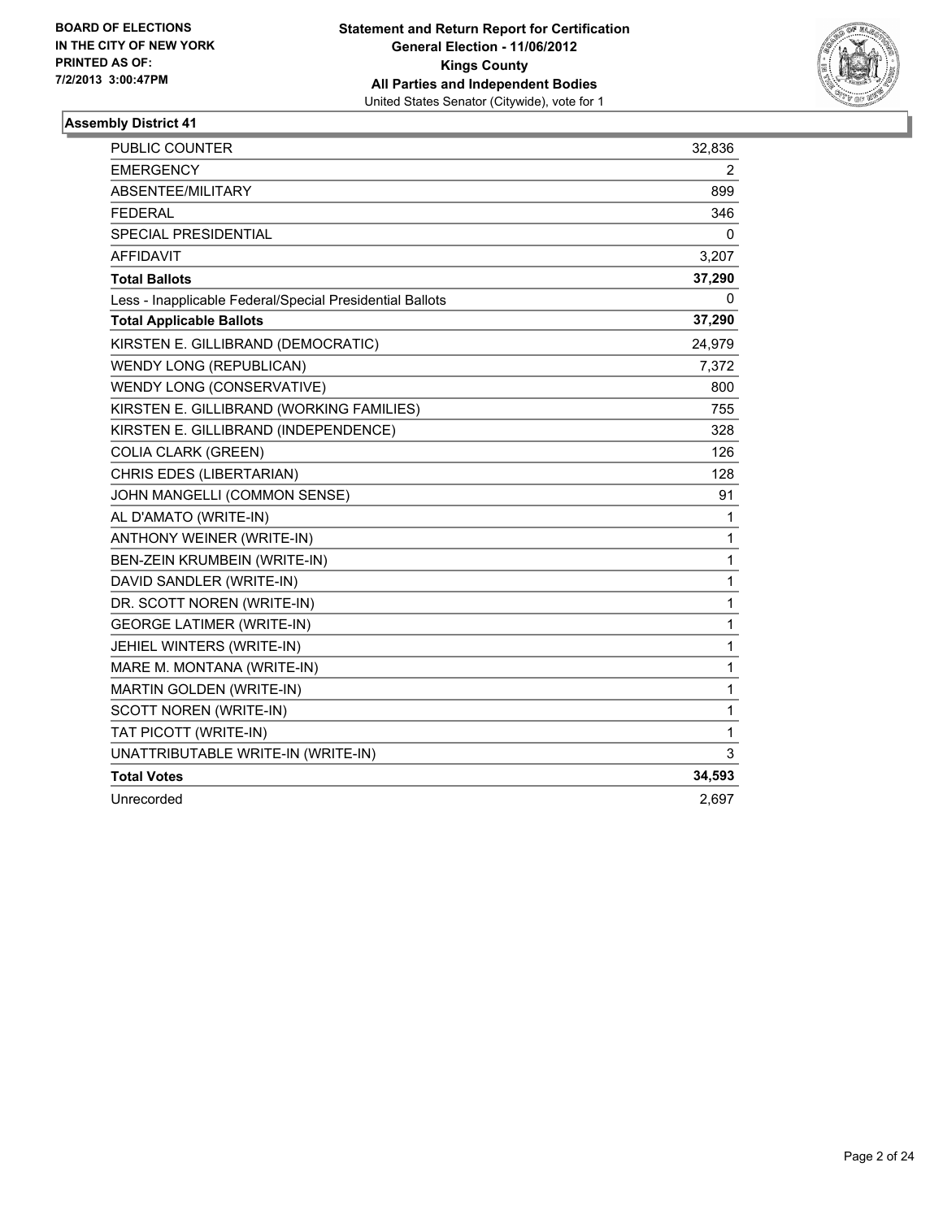**BOARD OF ELECTIONS IN THE CITY OF NEW YORK PRINTED AS OF: 7/2/2013 3:00:47PM**

**Statement and Return Report for Certification**
**General Election - 11/06/2012**
**Kings County**
**All Parties and Independent Bodies**
United States Senator (Citywide), vote for 1

### Assembly District 41

| | |
|---|---|
| PUBLIC COUNTER | 32,836 |
| EMERGENCY | 2 |
| ABSENTEE/MILITARY | 899 |
| FEDERAL | 346 |
| SPECIAL PRESIDENTIAL | 0 |
| AFFIDAVIT | 3,207 |
| **Total Ballots** | **37,290** |
| Less - Inapplicable Federal/Special Presidential Ballots | 0 |
| **Total Applicable Ballots** | **37,290** |
| KIRSTEN E. GILLIBRAND (DEMOCRATIC) | 24,979 |
| WENDY LONG (REPUBLICAN) | 7,372 |
| WENDY LONG (CONSERVATIVE) | 800 |
| KIRSTEN E. GILLIBRAND (WORKING FAMILIES) | 755 |
| KIRSTEN E. GILLIBRAND (INDEPENDENCE) | 328 |
| COLIA CLARK (GREEN) | 126 |
| CHRIS EDES (LIBERTARIAN) | 128 |
| JOHN MANGELLI (COMMON SENSE) | 91 |
| AL D'AMATO (WRITE-IN) | 1 |
| ANTHONY WEINER (WRITE-IN) | 1 |
| BEN-ZEIN KRUMBEIN (WRITE-IN) | 1 |
| DAVID SANDLER (WRITE-IN) | 1 |
| DR. SCOTT NOREN (WRITE-IN) | 1 |
| GEORGE LATIMER (WRITE-IN) | 1 |
| JEHIEL WINTERS (WRITE-IN) | 1 |
| MARE M. MONTANA (WRITE-IN) | 1 |
| MARTIN GOLDEN (WRITE-IN) | 1 |
| SCOTT NOREN (WRITE-IN) | 1 |
| TAT PICOTT (WRITE-IN) | 1 |
| UNATTRIBUTABLE WRITE-IN (WRITE-IN) | 3 |
| **Total Votes** | **34,593** |
| Unrecorded | 2,697 |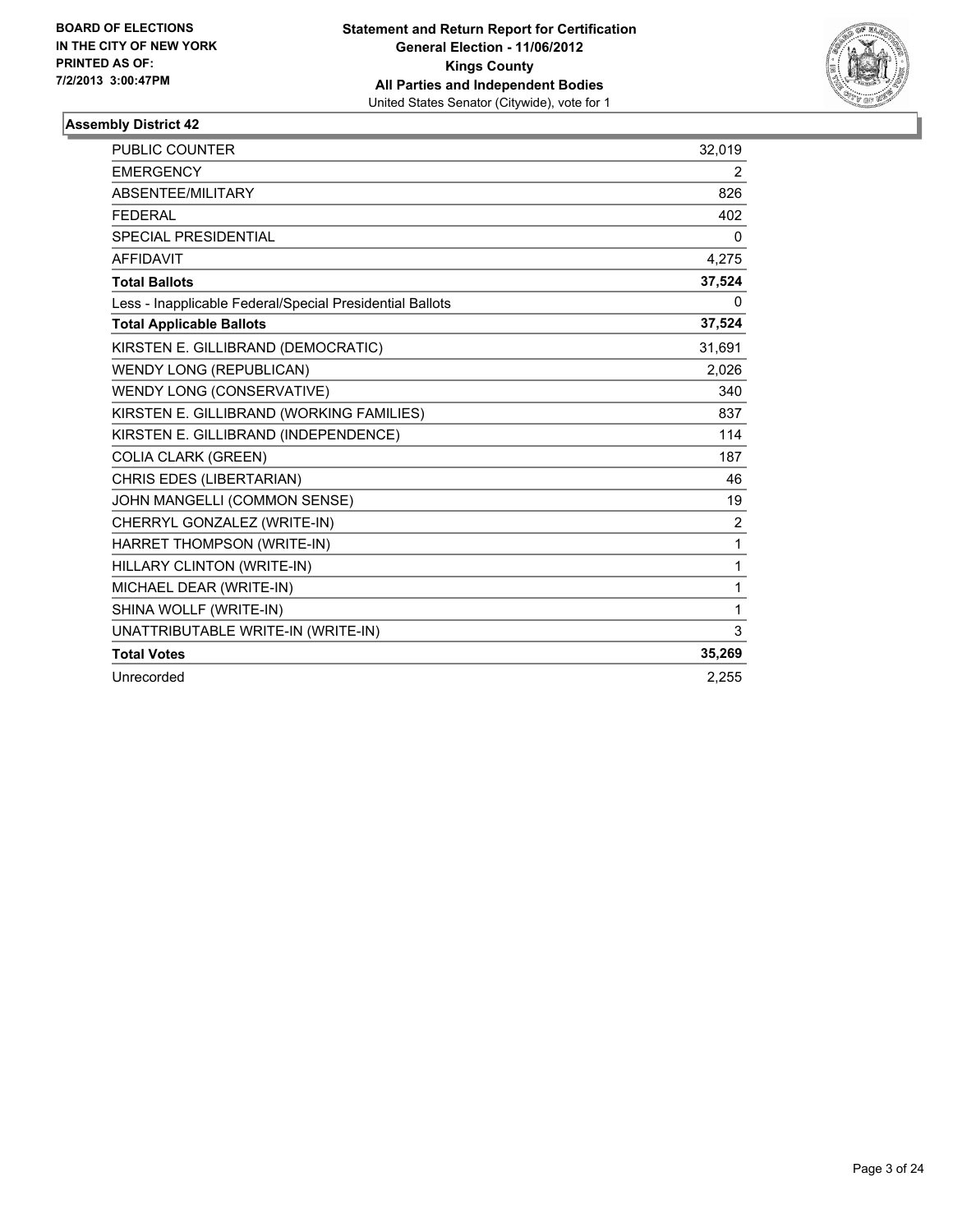BOARD OF ELECTIONS
IN THE CITY OF NEW YORK
PRINTED AS OF:
7/2/2013 3:00:47PM

**Statement and Return Report for Certification**
**General Election - 11/06/2012**
**Kings County**
**All Parties and Independent Bodies**
United States Senator (Citywide), vote for 1

## Assembly District 42

| | |
|---|---|
| PUBLIC COUNTER | 32,019 |
| EMERGENCY | 2 |
| ABSENTEE/MILITARY | 826 |
| FEDERAL | 402 |
| SPECIAL PRESIDENTIAL | 0 |
| AFFIDAVIT | 4,275 |
| **Total Ballots** | **37,524** |
| Less - Inapplicable Federal/Special Presidential Ballots | 0 |
| **Total Applicable Ballots** | **37,524** |
| KIRSTEN E. GILLIBRAND (DEMOCRATIC) | 31,691 |
| WENDY LONG (REPUBLICAN) | 2,026 |
| WENDY LONG (CONSERVATIVE) | 340 |
| KIRSTEN E. GILLIBRAND (WORKING FAMILIES) | 837 |
| KIRSTEN E. GILLIBRAND (INDEPENDENCE) | 114 |
| COLIA CLARK (GREEN) | 187 |
| CHRIS EDES (LIBERTARIAN) | 46 |
| JOHN MANGELLI (COMMON SENSE) | 19 |
| CHERRYL GONZALEZ (WRITE-IN) | 2 |
| HARRET THOMPSON (WRITE-IN) | 1 |
| HILLARY CLINTON (WRITE-IN) | 1 |
| MICHAEL DEAR (WRITE-IN) | 1 |
| SHINA WOLLF (WRITE-IN) | 1 |
| UNATTRIBUTABLE WRITE-IN (WRITE-IN) | 3 |
| **Total Votes** | **35,269** |
| Unrecorded | 2,255 |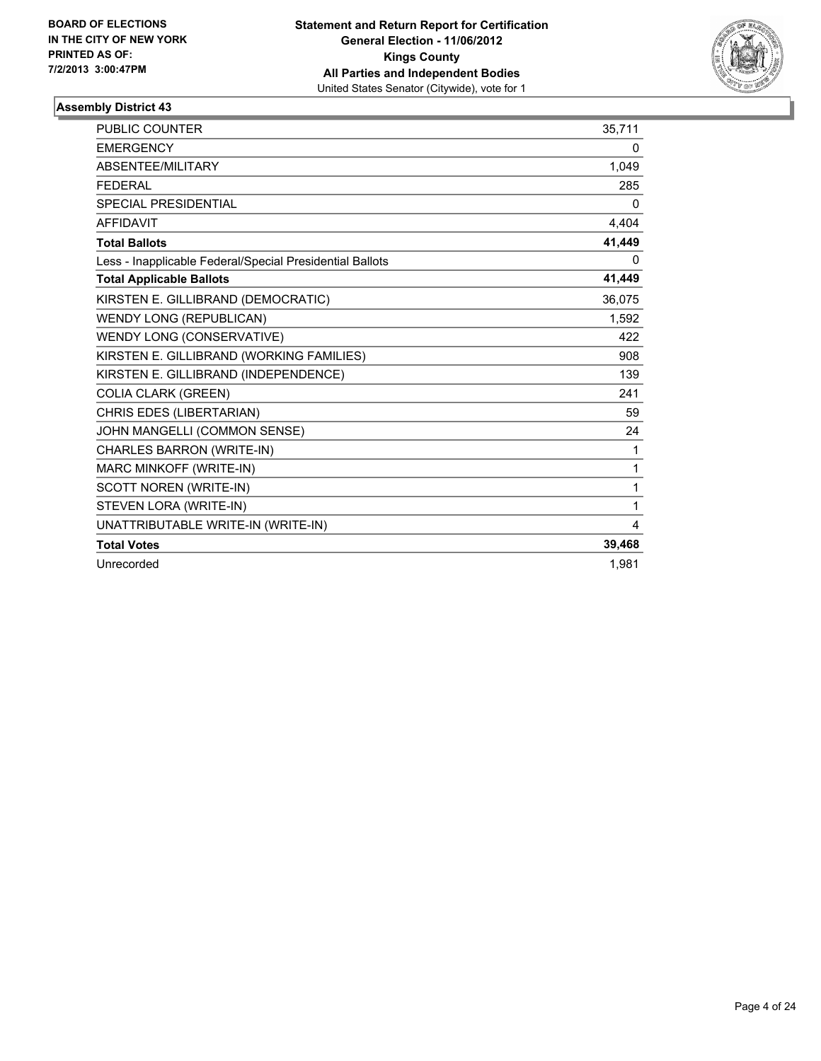**BOARD OF ELECTIONS IN THE CITY OF NEW YORK**
**PRINTED AS OF: 7/2/2013 3:00:47PM**

**Statement and Return Report for Certification**
**General Election - 11/06/2012**
**Kings County**
**All Parties and Independent Bodies**
United States Senator (Citywide), vote for 1

## Assembly District 43

| | |
|---|---|
| PUBLIC COUNTER | 35,711 |
| EMERGENCY | 0 |
| ABSENTEE/MILITARY | 1,049 |
| FEDERAL | 285 |
| SPECIAL PRESIDENTIAL | 0 |
| AFFIDAVIT | 4,404 |
| **Total Ballots** | **41,449** |
| Less - Inapplicable Federal/Special Presidential Ballots | 0 |
| **Total Applicable Ballots** | **41,449** |
| KIRSTEN E. GILLIBRAND (DEMOCRATIC) | 36,075 |
| WENDY LONG (REPUBLICAN) | 1,592 |
| WENDY LONG (CONSERVATIVE) | 422 |
| KIRSTEN E. GILLIBRAND (WORKING FAMILIES) | 908 |
| KIRSTEN E. GILLIBRAND (INDEPENDENCE) | 139 |
| COLIA CLARK (GREEN) | 241 |
| CHRIS EDES (LIBERTARIAN) | 59 |
| JOHN MANGELLI (COMMON SENSE) | 24 |
| CHARLES BARRON (WRITE-IN) | 1 |
| MARC MINKOFF (WRITE-IN) | 1 |
| SCOTT NOREN (WRITE-IN) | 1 |
| STEVEN LORA (WRITE-IN) | 1 |
| UNATTRIBUTABLE WRITE-IN (WRITE-IN) | 4 |
| **Total Votes** | **39,468** |
| Unrecorded | 1,981 |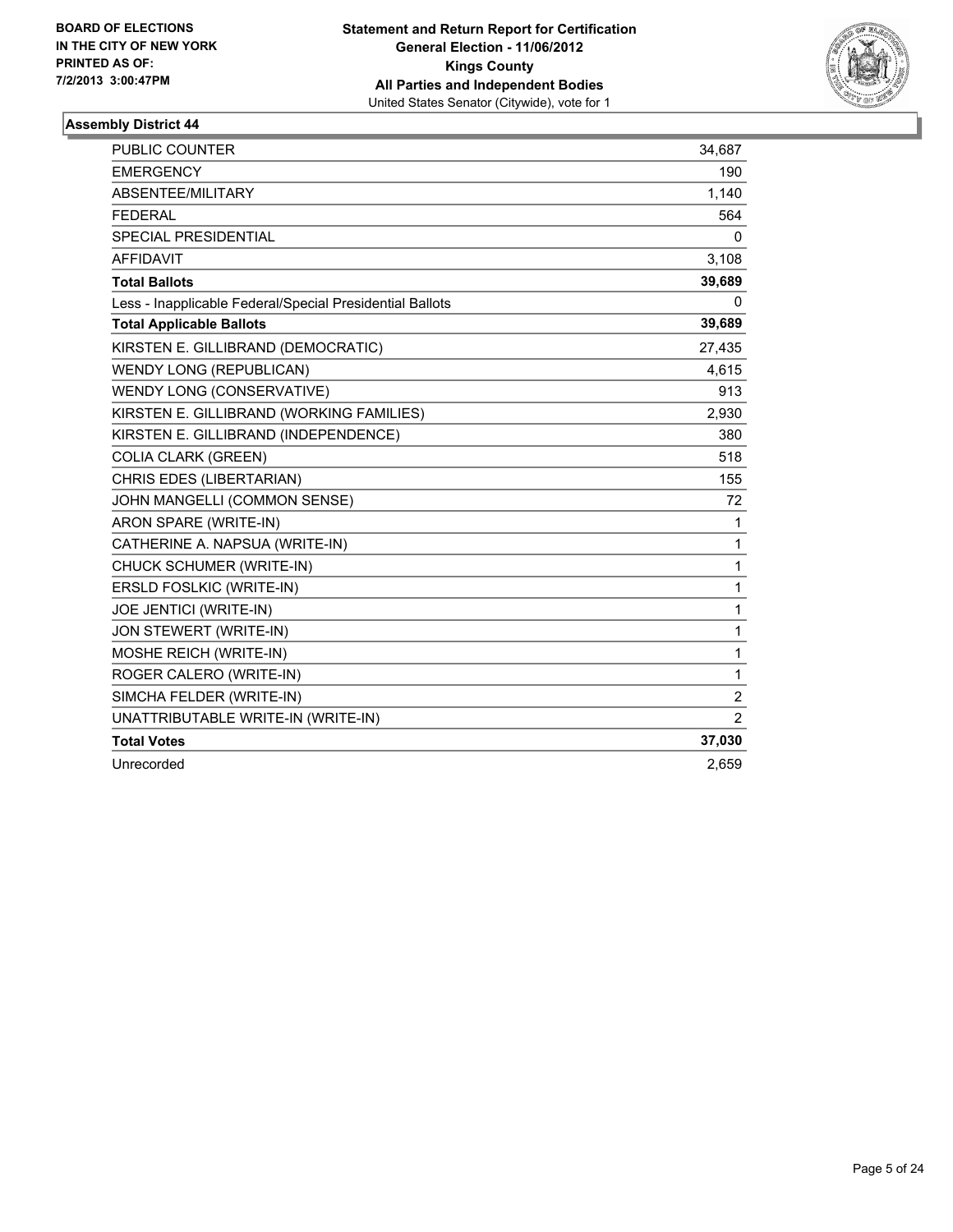BOARD OF ELECTIONS
IN THE CITY OF NEW YORK
PRINTED AS OF:
7/2/2013 3:00:47PM

**Statement and Return Report for Certification**
**General Election - 11/06/2012**
**Kings County**
**All Parties and Independent Bodies**
United States Senator (Citywide), vote for 1

### Assembly District 44

| | |
|---|---|
| PUBLIC COUNTER | 34,687 |
| EMERGENCY | 190 |
| ABSENTEE/MILITARY | 1,140 |
| FEDERAL | 564 |
| SPECIAL PRESIDENTIAL | 0 |
| AFFIDAVIT | 3,108 |
| **Total Ballots** | **39,689** |
| Less - Inapplicable Federal/Special Presidential Ballots | 0 |
| **Total Applicable Ballots** | **39,689** |
| KIRSTEN E. GILLIBRAND (DEMOCRATIC) | 27,435 |
| WENDY LONG (REPUBLICAN) | 4,615 |
| WENDY LONG (CONSERVATIVE) | 913 |
| KIRSTEN E. GILLIBRAND (WORKING FAMILIES) | 2,930 |
| KIRSTEN E. GILLIBRAND (INDEPENDENCE) | 380 |
| COLIA CLARK (GREEN) | 518 |
| CHRIS EDES (LIBERTARIAN) | 155 |
| JOHN MANGELLI (COMMON SENSE) | 72 |
| ARON SPARE (WRITE-IN) | 1 |
| CATHERINE A. NAPSUA (WRITE-IN) | 1 |
| CHUCK SCHUMER (WRITE-IN) | 1 |
| ERSLD FOSLKIC (WRITE-IN) | 1 |
| JOE JENTICI (WRITE-IN) | 1 |
| JON STEWERT (WRITE-IN) | 1 |
| MOSHE REICH (WRITE-IN) | 1 |
| ROGER CALERO (WRITE-IN) | 1 |
| SIMCHA FELDER (WRITE-IN) | 2 |
| UNATTRIBUTABLE WRITE-IN (WRITE-IN) | 2 |
| **Total Votes** | **37,030** |
| Unrecorded | 2,659 |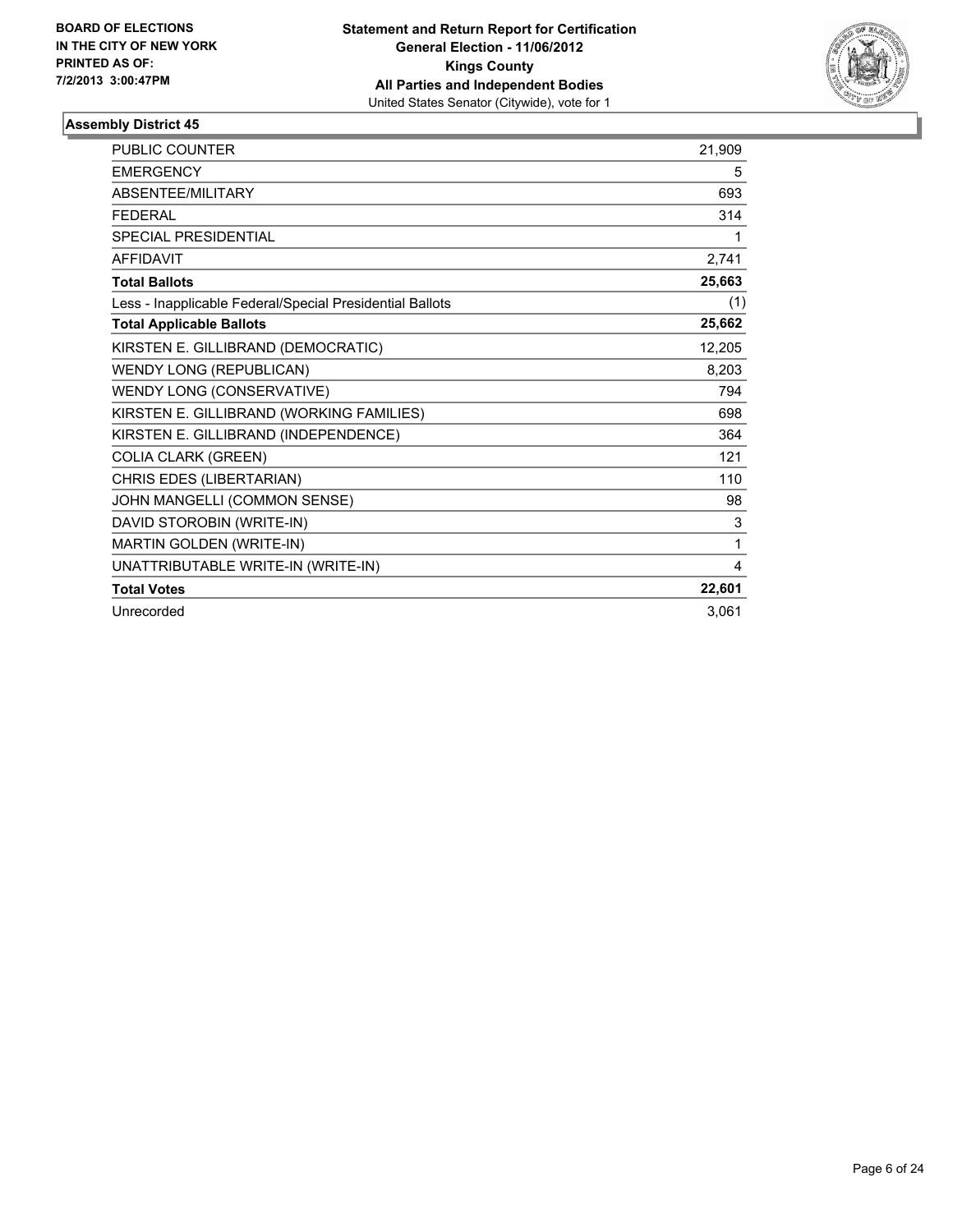**BOARD OF ELECTIONS IN THE CITY OF NEW YORK PRINTED AS OF: 7/2/2013 3:00:47PM**

**Statement and Return Report for Certification General Election - 11/06/2012 Kings County All Parties and Independent Bodies**
United States Senator (Citywide), vote for 1

## Assembly District 45

| | |
|---|---|
| PUBLIC COUNTER | 21,909 |
| EMERGENCY | 5 |
| ABSENTEE/MILITARY | 693 |
| FEDERAL | 314 |
| SPECIAL PRESIDENTIAL | 1 |
| AFFIDAVIT | 2,741 |
| **Total Ballots** | **25,663** |
| Less - Inapplicable Federal/Special Presidential Ballots | (1) |
| **Total Applicable Ballots** | **25,662** |
| KIRSTEN E. GILLIBRAND (DEMOCRATIC) | 12,205 |
| WENDY LONG (REPUBLICAN) | 8,203 |
| WENDY LONG (CONSERVATIVE) | 794 |
| KIRSTEN E. GILLIBRAND (WORKING FAMILIES) | 698 |
| KIRSTEN E. GILLIBRAND (INDEPENDENCE) | 364 |
| COLIA CLARK (GREEN) | 121 |
| CHRIS EDES (LIBERTARIAN) | 110 |
| JOHN MANGELLI (COMMON SENSE) | 98 |
| DAVID STOROBIN (WRITE-IN) | 3 |
| MARTIN GOLDEN (WRITE-IN) | 1 |
| UNATTRIBUTABLE WRITE-IN (WRITE-IN) | 4 |
| **Total Votes** | **22,601** |
| Unrecorded | 3,061 |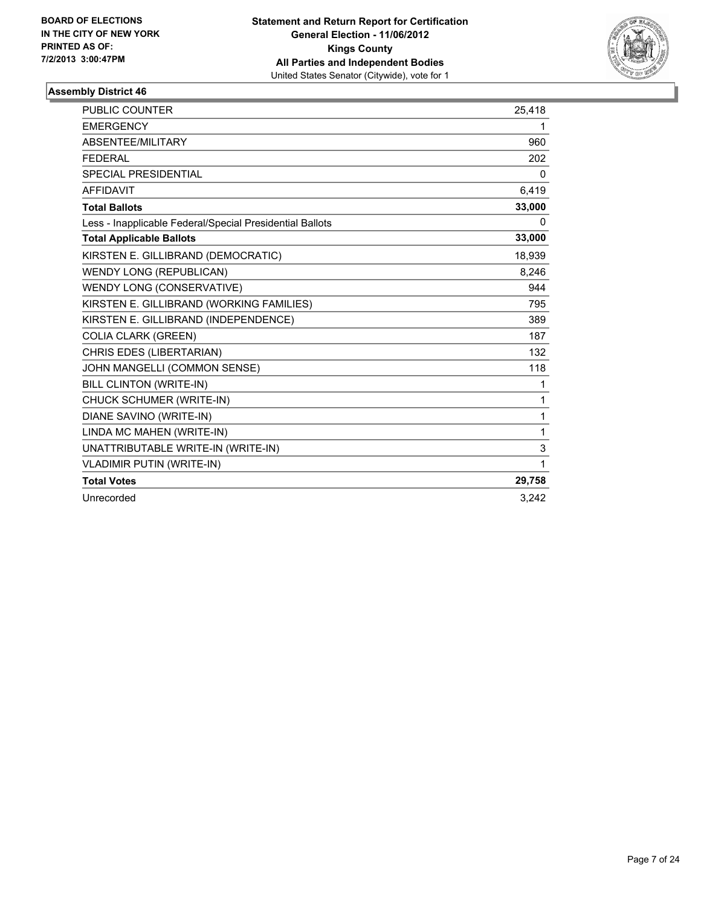**BOARD OF ELECTIONS IN THE CITY OF NEW YORK PRINTED AS OF: 7/2/2013 3:00:47PM**

**Statement and Return Report for Certification**
**General Election - 11/06/2012**
**Kings County**
**All Parties and Independent Bodies**
United States Senator (Citywide), vote for 1

## Assembly District 46

| | |
|---|---|
| PUBLIC COUNTER | 25,418 |
| EMERGENCY | 1 |
| ABSENTEE/MILITARY | 960 |
| FEDERAL | 202 |
| SPECIAL PRESIDENTIAL | 0 |
| AFFIDAVIT | 6,419 |
| **Total Ballots** | **33,000** |
| Less - Inapplicable Federal/Special Presidential Ballots | 0 |
| **Total Applicable Ballots** | **33,000** |
| KIRSTEN E. GILLIBRAND (DEMOCRATIC) | 18,939 |
| WENDY LONG (REPUBLICAN) | 8,246 |
| WENDY LONG (CONSERVATIVE) | 944 |
| KIRSTEN E. GILLIBRAND (WORKING FAMILIES) | 795 |
| KIRSTEN E. GILLIBRAND (INDEPENDENCE) | 389 |
| COLIA CLARK (GREEN) | 187 |
| CHRIS EDES (LIBERTARIAN) | 132 |
| JOHN MANGELLI (COMMON SENSE) | 118 |
| BILL CLINTON (WRITE-IN) | 1 |
| CHUCK SCHUMER (WRITE-IN) | 1 |
| DIANE SAVINO (WRITE-IN) | 1 |
| LINDA MC MAHEN (WRITE-IN) | 1 |
| UNATTRIBUTABLE WRITE-IN (WRITE-IN) | 3 |
| VLADIMIR PUTIN (WRITE-IN) | 1 |
| **Total Votes** | **29,758** |
| Unrecorded | 3,242 |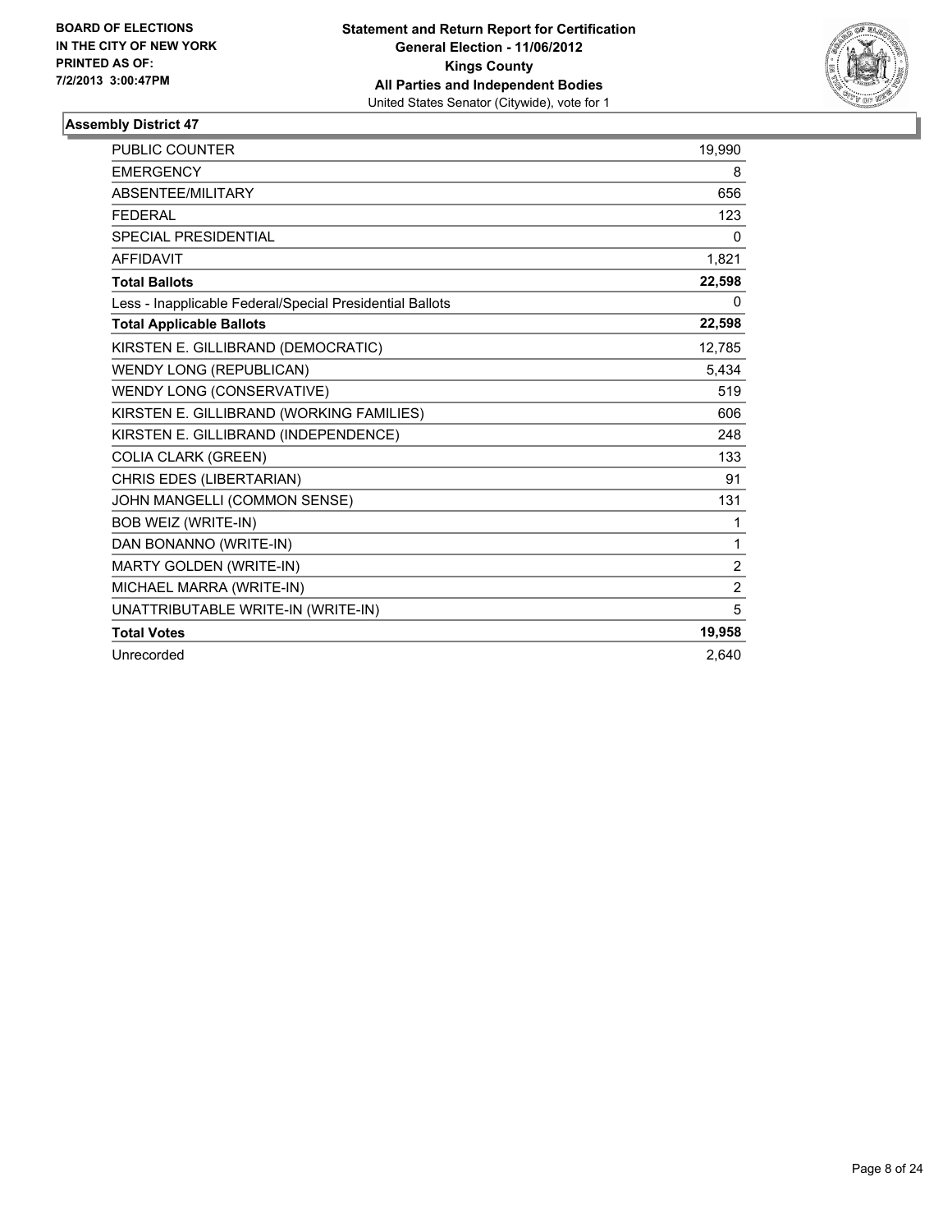BOARD OF ELECTIONS
IN THE CITY OF NEW YORK
PRINTED AS OF:
7/2/2013 3:00:47PM

**Statement and Return Report for Certification**
**General Election - 11/06/2012**
**Kings County**
**All Parties and Independent Bodies**
United States Senator (Citywide), vote for 1

## Assembly District 47

| | |
|---|---|
| PUBLIC COUNTER | 19,990 |
| EMERGENCY | 8 |
| ABSENTEE/MILITARY | 656 |
| FEDERAL | 123 |
| SPECIAL PRESIDENTIAL | 0 |
| AFFIDAVIT | 1,821 |
| **Total Ballots** | **22,598** |
| Less - Inapplicable Federal/Special Presidential Ballots | 0 |
| **Total Applicable Ballots** | **22,598** |
| KIRSTEN E. GILLIBRAND (DEMOCRATIC) | 12,785 |
| WENDY LONG (REPUBLICAN) | 5,434 |
| WENDY LONG (CONSERVATIVE) | 519 |
| KIRSTEN E. GILLIBRAND (WORKING FAMILIES) | 606 |
| KIRSTEN E. GILLIBRAND (INDEPENDENCE) | 248 |
| COLIA CLARK (GREEN) | 133 |
| CHRIS EDES (LIBERTARIAN) | 91 |
| JOHN MANGELLI (COMMON SENSE) | 131 |
| BOB WEIZ (WRITE-IN) | 1 |
| DAN BONANNO (WRITE-IN) | 1 |
| MARTY GOLDEN (WRITE-IN) | 2 |
| MICHAEL MARRA (WRITE-IN) | 2 |
| UNATTRIBUTABLE WRITE-IN (WRITE-IN) | 5 |
| **Total Votes** | **19,958** |
| Unrecorded | 2,640 |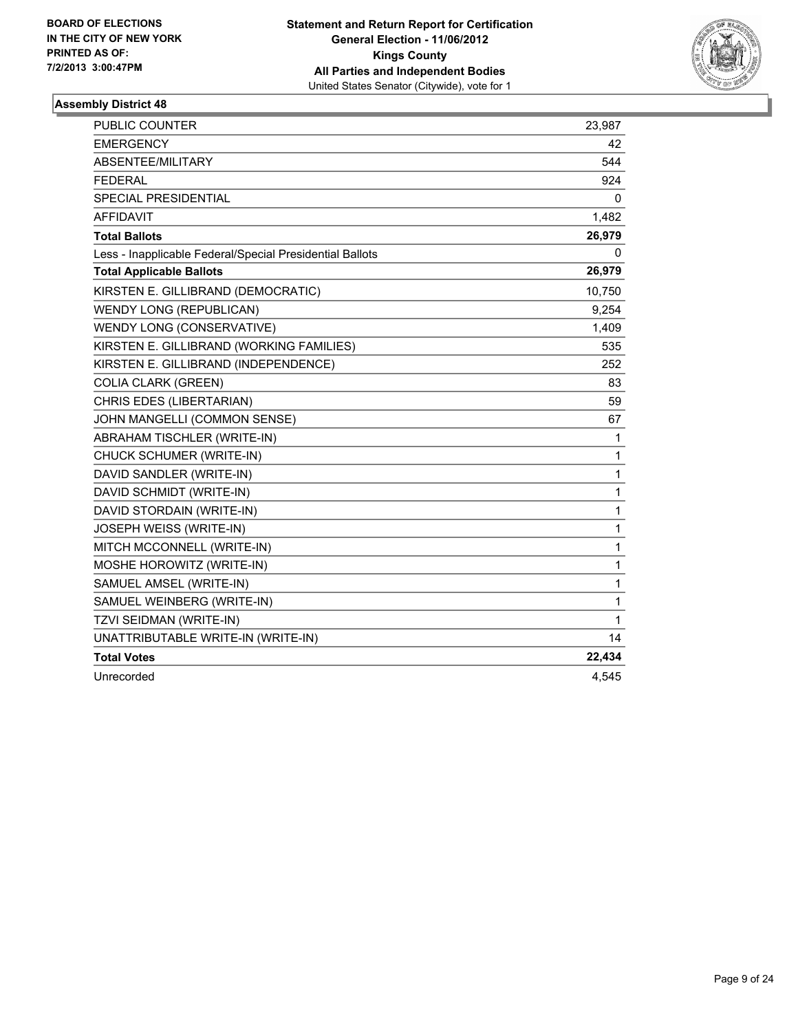**BOARD OF ELECTIONS IN THE CITY OF NEW YORK**
**PRINTED AS OF: 7/2/2013 3:00:47PM**

**Statement and Return Report for Certification**
**General Election - 11/06/2012**
**Kings County**
**All Parties and Independent Bodies**
United States Senator (Citywide), vote for 1

### Assembly District 48

| | |
|---|---|
| PUBLIC COUNTER | 23,987 |
| EMERGENCY | 42 |
| ABSENTEE/MILITARY | 544 |
| FEDERAL | 924 |
| SPECIAL PRESIDENTIAL | 0 |
| AFFIDAVIT | 1,482 |
| **Total Ballots** | **26,979** |
| Less - Inapplicable Federal/Special Presidential Ballots | 0 |
| **Total Applicable Ballots** | **26,979** |
| KIRSTEN E. GILLIBRAND (DEMOCRATIC) | 10,750 |
| WENDY LONG (REPUBLICAN) | 9,254 |
| WENDY LONG (CONSERVATIVE) | 1,409 |
| KIRSTEN E. GILLIBRAND (WORKING FAMILIES) | 535 |
| KIRSTEN E. GILLIBRAND (INDEPENDENCE) | 252 |
| COLIA CLARK (GREEN) | 83 |
| CHRIS EDES (LIBERTARIAN) | 59 |
| JOHN MANGELLI (COMMON SENSE) | 67 |
| ABRAHAM TISCHLER (WRITE-IN) | 1 |
| CHUCK SCHUMER (WRITE-IN) | 1 |
| DAVID SANDLER (WRITE-IN) | 1 |
| DAVID SCHMIDT (WRITE-IN) | 1 |
| DAVID STORDAIN (WRITE-IN) | 1 |
| JOSEPH WEISS (WRITE-IN) | 1 |
| MITCH MCCONNELL (WRITE-IN) | 1 |
| MOSHE HOROWITZ (WRITE-IN) | 1 |
| SAMUEL AMSEL (WRITE-IN) | 1 |
| SAMUEL WEINBERG (WRITE-IN) | 1 |
| TZVI SEIDMAN (WRITE-IN) | 1 |
| UNATTRIBUTABLE WRITE-IN (WRITE-IN) | 14 |
| **Total Votes** | **22,434** |
| Unrecorded | 4,545 |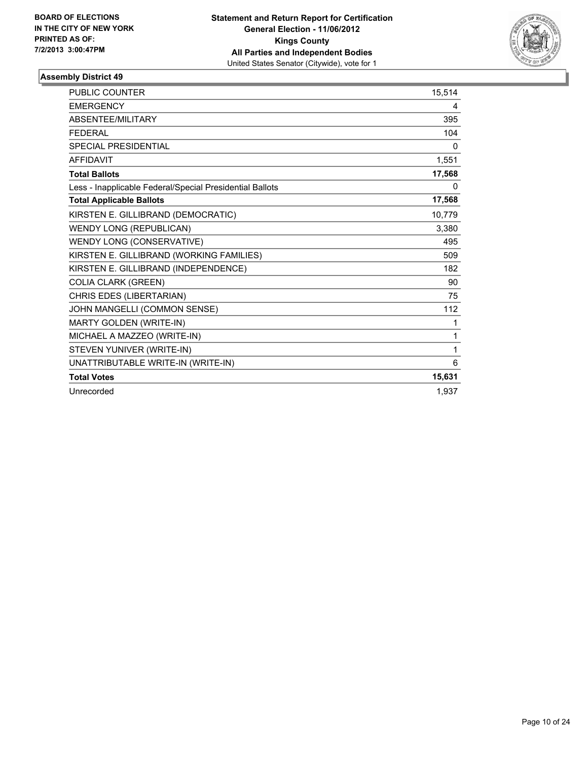**BOARD OF ELECTIONS IN THE CITY OF NEW YORK**
**PRINTED AS OF: 7/2/2013 3:00:47PM**

**Statement and Return Report for Certification**
**General Election - 11/06/2012**
**Kings County**
**All Parties and Independent Bodies**
United States Senator (Citywide), vote for 1

### Assembly District 49

| | |
|---|---|
| PUBLIC COUNTER | 15,514 |
| EMERGENCY | 4 |
| ABSENTEE/MILITARY | 395 |
| FEDERAL | 104 |
| SPECIAL PRESIDENTIAL | 0 |
| AFFIDAVIT | 1,551 |
| **Total Ballots** | **17,568** |
| Less - Inapplicable Federal/Special Presidential Ballots | 0 |
| **Total Applicable Ballots** | **17,568** |
| KIRSTEN E. GILLIBRAND (DEMOCRATIC) | 10,779 |
| WENDY LONG (REPUBLICAN) | 3,380 |
| WENDY LONG (CONSERVATIVE) | 495 |
| KIRSTEN E. GILLIBRAND (WORKING FAMILIES) | 509 |
| KIRSTEN E. GILLIBRAND (INDEPENDENCE) | 182 |
| COLIA CLARK (GREEN) | 90 |
| CHRIS EDES (LIBERTARIAN) | 75 |
| JOHN MANGELLI (COMMON SENSE) | 112 |
| MARTY GOLDEN (WRITE-IN) | 1 |
| MICHAEL A MAZZEO (WRITE-IN) | 1 |
| STEVEN YUNIVER (WRITE-IN) | 1 |
| UNATTRIBUTABLE WRITE-IN (WRITE-IN) | 6 |
| **Total Votes** | **15,631** |
| Unrecorded | 1,937 |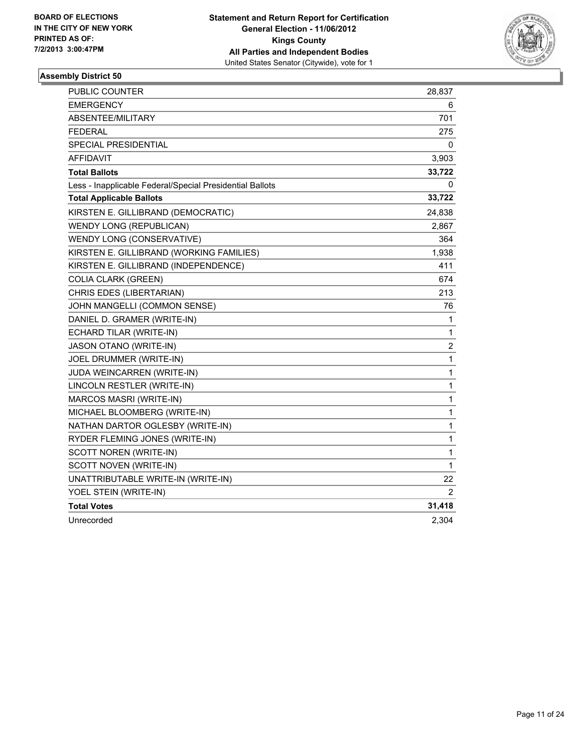BOARD OF ELECTIONS
IN THE CITY OF NEW YORK
PRINTED AS OF:
7/2/2013 3:00:47PM

**Statement and Return Report for Certification**
**General Election - 11/06/2012**
**Kings County**
**All Parties and Independent Bodies**
United States Senator (Citywide), vote for 1

### Assembly District 50

| | |
|---|---|
| PUBLIC COUNTER | 28,837 |
| EMERGENCY | 6 |
| ABSENTEE/MILITARY | 701 |
| FEDERAL | 275 |
| SPECIAL PRESIDENTIAL | 0 |
| AFFIDAVIT | 3,903 |
| **Total Ballots** | **33,722** |
| Less - Inapplicable Federal/Special Presidential Ballots | 0 |
| **Total Applicable Ballots** | **33,722** |
| KIRSTEN E. GILLIBRAND (DEMOCRATIC) | 24,838 |
| WENDY LONG (REPUBLICAN) | 2,867 |
| WENDY LONG (CONSERVATIVE) | 364 |
| KIRSTEN E. GILLIBRAND (WORKING FAMILIES) | 1,938 |
| KIRSTEN E. GILLIBRAND (INDEPENDENCE) | 411 |
| COLIA CLARK (GREEN) | 674 |
| CHRIS EDES (LIBERTARIAN) | 213 |
| JOHN MANGELLI (COMMON SENSE) | 76 |
| DANIEL D. GRAMER (WRITE-IN) | 1 |
| ECHARD TILAR (WRITE-IN) | 1 |
| JASON OTANO (WRITE-IN) | 2 |
| JOEL DRUMMER (WRITE-IN) | 1 |
| JUDA WEINCARREN (WRITE-IN) | 1 |
| LINCOLN RESTLER (WRITE-IN) | 1 |
| MARCOS MASRI (WRITE-IN) | 1 |
| MICHAEL BLOOMBERG (WRITE-IN) | 1 |
| NATHAN DARTOR OGLESBY (WRITE-IN) | 1 |
| RYDER FLEMING JONES (WRITE-IN) | 1 |
| SCOTT NOREN (WRITE-IN) | 1 |
| SCOTT NOVEN (WRITE-IN) | 1 |
| UNATTRIBUTABLE WRITE-IN (WRITE-IN) | 22 |
| YOEL STEIN (WRITE-IN) | 2 |
| **Total Votes** | **31,418** |
| Unrecorded | 2,304 |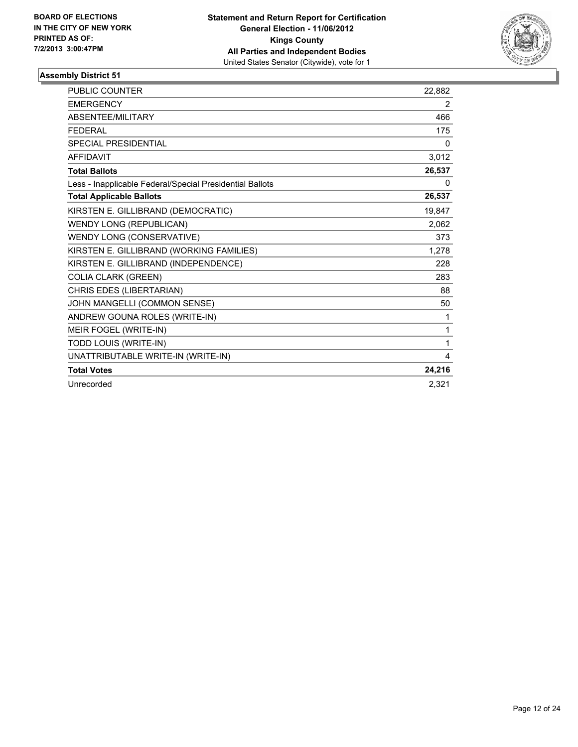**BOARD OF ELECTIONS IN THE CITY OF NEW YORK PRINTED AS OF: 7/2/2013 3:00:47PM**

**Statement and Return Report for Certification**
**General Election - 11/06/2012**
**Kings County**
**All Parties and Independent Bodies**
United States Senator (Citywide), vote for 1

## Assembly District 51

| | |
|---|---|
| PUBLIC COUNTER | 22,882 |
| EMERGENCY | 2 |
| ABSENTEE/MILITARY | 466 |
| FEDERAL | 175 |
| SPECIAL PRESIDENTIAL | 0 |
| AFFIDAVIT | 3,012 |
| **Total Ballots** | **26,537** |
| Less - Inapplicable Federal/Special Presidential Ballots | 0 |
| **Total Applicable Ballots** | **26,537** |
| KIRSTEN E. GILLIBRAND (DEMOCRATIC) | 19,847 |
| WENDY LONG (REPUBLICAN) | 2,062 |
| WENDY LONG (CONSERVATIVE) | 373 |
| KIRSTEN E. GILLIBRAND (WORKING FAMILIES) | 1,278 |
| KIRSTEN E. GILLIBRAND (INDEPENDENCE) | 228 |
| COLIA CLARK (GREEN) | 283 |
| CHRIS EDES (LIBERTARIAN) | 88 |
| JOHN MANGELLI (COMMON SENSE) | 50 |
| ANDREW GOUNA ROLES (WRITE-IN) | 1 |
| MEIR FOGEL (WRITE-IN) | 1 |
| TODD LOUIS (WRITE-IN) | 1 |
| UNATTRIBUTABLE WRITE-IN (WRITE-IN) | 4 |
| **Total Votes** | **24,216** |
| Unrecorded | 2,321 |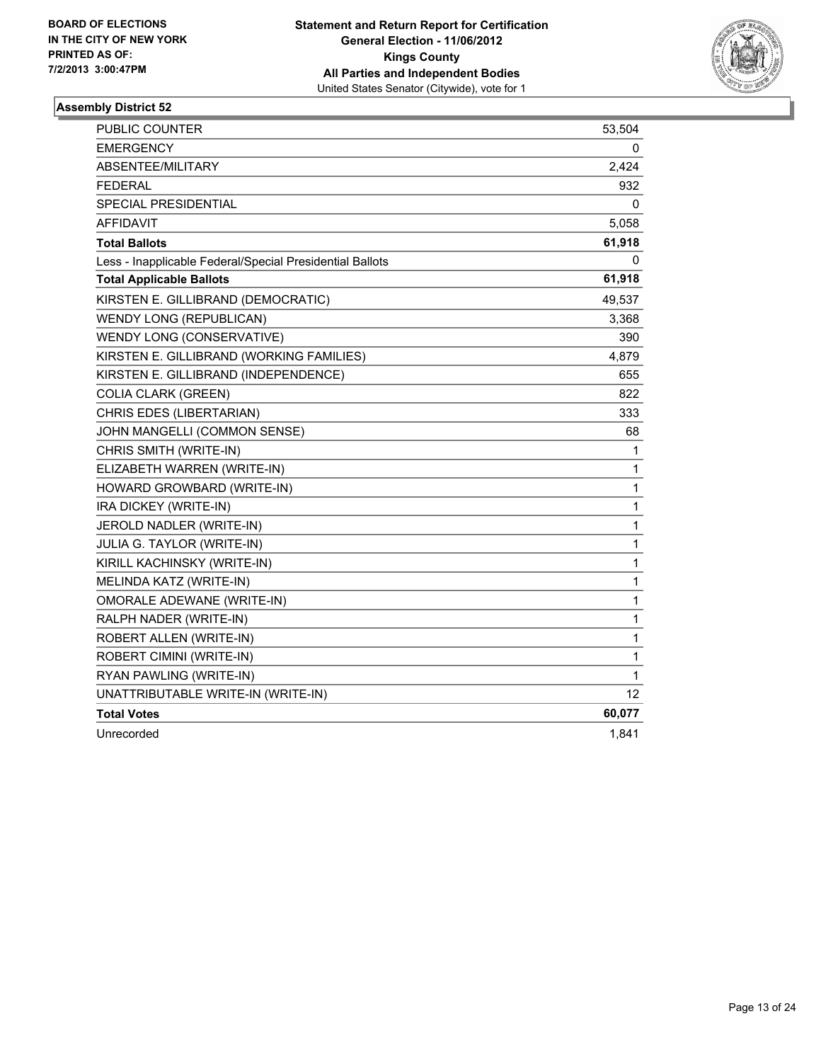**BOARD OF ELECTIONS IN THE CITY OF NEW YORK PRINTED AS OF: 7/2/2013 3:00:47PM**

**Statement and Return Report for Certification**
**General Election - 11/06/2012**
**Kings County**
**All Parties and Independent Bodies**
United States Senator (Citywide), vote for 1

### Assembly District 52

| | |
|---|---|
| PUBLIC COUNTER | 53,504 |
| EMERGENCY | 0 |
| ABSENTEE/MILITARY | 2,424 |
| FEDERAL | 932 |
| SPECIAL PRESIDENTIAL | 0 |
| AFFIDAVIT | 5,058 |
| **Total Ballots** | **61,918** |
| Less - Inapplicable Federal/Special Presidential Ballots | 0 |
| **Total Applicable Ballots** | **61,918** |
| KIRSTEN E. GILLIBRAND (DEMOCRATIC) | 49,537 |
| WENDY LONG (REPUBLICAN) | 3,368 |
| WENDY LONG (CONSERVATIVE) | 390 |
| KIRSTEN E. GILLIBRAND (WORKING FAMILIES) | 4,879 |
| KIRSTEN E. GILLIBRAND (INDEPENDENCE) | 655 |
| COLIA CLARK (GREEN) | 822 |
| CHRIS EDES (LIBERTARIAN) | 333 |
| JOHN MANGELLI (COMMON SENSE) | 68 |
| CHRIS SMITH (WRITE-IN) | 1 |
| ELIZABETH WARREN (WRITE-IN) | 1 |
| HOWARD GROWBARD (WRITE-IN) | 1 |
| IRA DICKEY (WRITE-IN) | 1 |
| JEROLD NADLER (WRITE-IN) | 1 |
| JULIA G. TAYLOR (WRITE-IN) | 1 |
| KIRILL KACHINSKY (WRITE-IN) | 1 |
| MELINDA KATZ (WRITE-IN) | 1 |
| OMORALE ADEWANE (WRITE-IN) | 1 |
| RALPH NADER (WRITE-IN) | 1 |
| ROBERT ALLEN (WRITE-IN) | 1 |
| ROBERT CIMINI (WRITE-IN) | 1 |
| RYAN PAWLING (WRITE-IN) | 1 |
| UNATTRIBUTABLE WRITE-IN (WRITE-IN) | 12 |
| **Total Votes** | **60,077** |
| Unrecorded | 1,841 |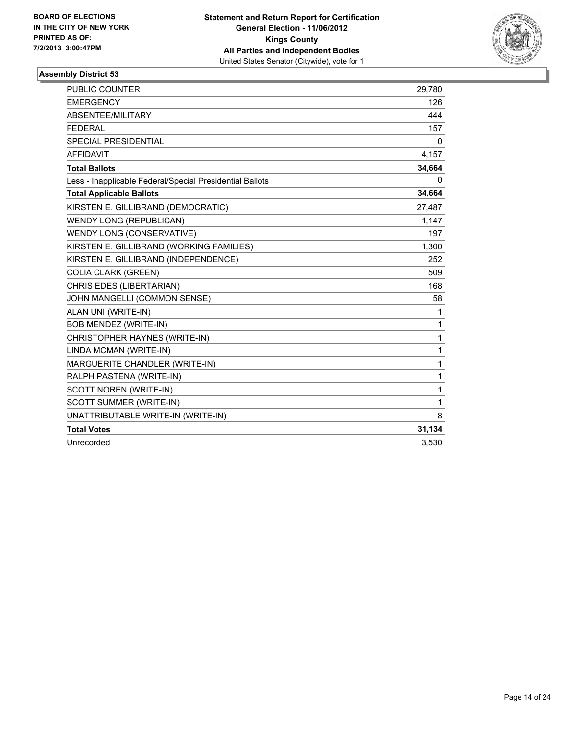BOARD OF ELECTIONS
IN THE CITY OF NEW YORK
PRINTED AS OF:
7/2/2013 3:00:47PM

**Statement and Return Report for Certification**
**General Election - 11/06/2012**
**Kings County**
**All Parties and Independent Bodies**
United States Senator (Citywide), vote for 1

## Assembly District 53

| | |
|---|---|
| PUBLIC COUNTER | 29,780 |
| EMERGENCY | 126 |
| ABSENTEE/MILITARY | 444 |
| FEDERAL | 157 |
| SPECIAL PRESIDENTIAL | 0 |
| AFFIDAVIT | 4,157 |
| **Total Ballots** | **34,664** |
| Less - Inapplicable Federal/Special Presidential Ballots | 0 |
| **Total Applicable Ballots** | **34,664** |
| KIRSTEN E. GILLIBRAND (DEMOCRATIC) | 27,487 |
| WENDY LONG (REPUBLICAN) | 1,147 |
| WENDY LONG (CONSERVATIVE) | 197 |
| KIRSTEN E. GILLIBRAND (WORKING FAMILIES) | 1,300 |
| KIRSTEN E. GILLIBRAND (INDEPENDENCE) | 252 |
| COLIA CLARK (GREEN) | 509 |
| CHRIS EDES (LIBERTARIAN) | 168 |
| JOHN MANGELLI (COMMON SENSE) | 58 |
| ALAN UNI (WRITE-IN) | 1 |
| BOB MENDEZ (WRITE-IN) | 1 |
| CHRISTOPHER HAYNES (WRITE-IN) | 1 |
| LINDA MCMAN (WRITE-IN) | 1 |
| MARGUERITE CHANDLER (WRITE-IN) | 1 |
| RALPH PASTENA (WRITE-IN) | 1 |
| SCOTT NOREN (WRITE-IN) | 1 |
| SCOTT SUMMER (WRITE-IN) | 1 |
| UNATTRIBUTABLE WRITE-IN (WRITE-IN) | 8 |
| **Total Votes** | **31,134** |
| Unrecorded | 3,530 |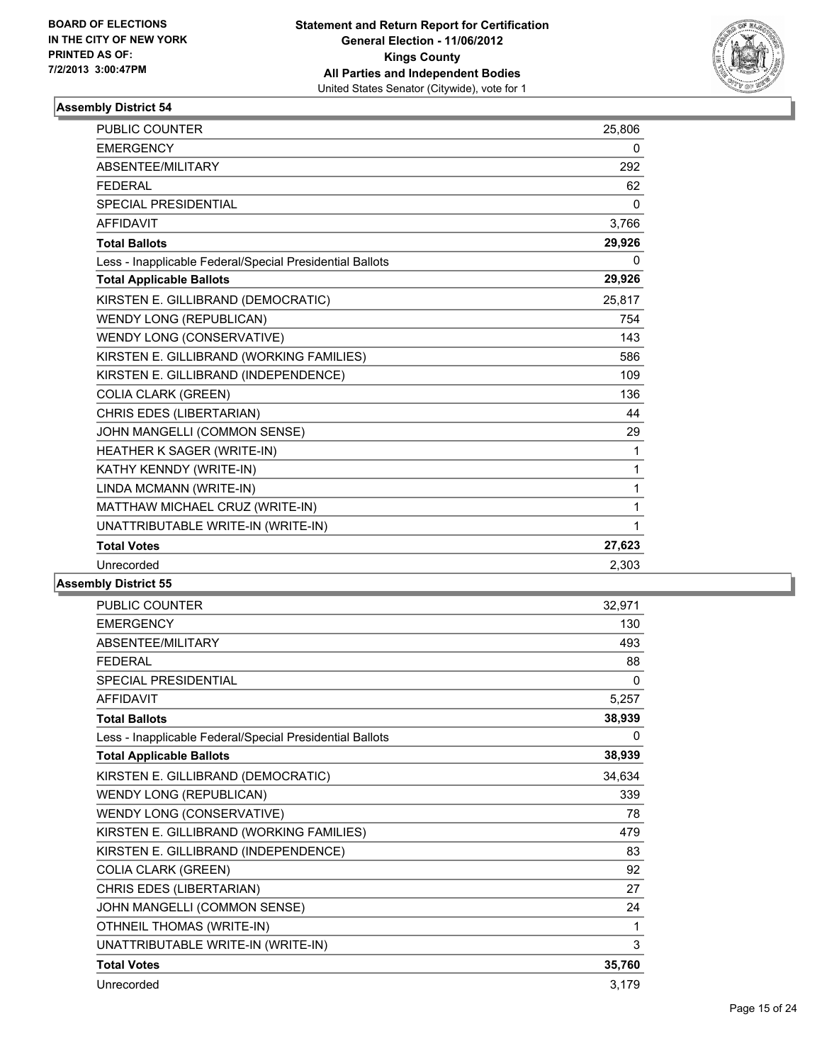BOARD OF ELECTIONS
IN THE CITY OF NEW YORK
PRINTED AS OF:
7/2/2013 3:00:47PM

**Statement and Return Report for Certification**
**General Election - 11/06/2012**
**Kings County**
**All Parties and Independent Bodies**
United States Senator (Citywide), vote for 1

### Assembly District 54

| | |
|---|---|
| PUBLIC COUNTER | 25,806 |
| EMERGENCY | 0 |
| ABSENTEE/MILITARY | 292 |
| FEDERAL | 62 |
| SPECIAL PRESIDENTIAL | 0 |
| AFFIDAVIT | 3,766 |
| **Total Ballots** | **29,926** |
| Less - Inapplicable Federal/Special Presidential Ballots | 0 |
| **Total Applicable Ballots** | **29,926** |
| KIRSTEN E. GILLIBRAND (DEMOCRATIC) | 25,817 |
| WENDY LONG (REPUBLICAN) | 754 |
| WENDY LONG (CONSERVATIVE) | 143 |
| KIRSTEN E. GILLIBRAND (WORKING FAMILIES) | 586 |
| KIRSTEN E. GILLIBRAND (INDEPENDENCE) | 109 |
| COLIA CLARK (GREEN) | 136 |
| CHRIS EDES (LIBERTARIAN) | 44 |
| JOHN MANGELLI (COMMON SENSE) | 29 |
| HEATHER K SAGER (WRITE-IN) | 1 |
| KATHY KENNDY (WRITE-IN) | 1 |
| LINDA MCMANN (WRITE-IN) | 1 |
| MATTHAW MICHAEL CRUZ (WRITE-IN) | 1 |
| UNATTRIBUTABLE WRITE-IN (WRITE-IN) | 1 |
| **Total Votes** | **27,623** |
| Unrecorded | 2,303 |

### Assembly District 55

| | |
|---|---|
| PUBLIC COUNTER | 32,971 |
| EMERGENCY | 130 |
| ABSENTEE/MILITARY | 493 |
| FEDERAL | 88 |
| SPECIAL PRESIDENTIAL | 0 |
| AFFIDAVIT | 5,257 |
| **Total Ballots** | **38,939** |
| Less - Inapplicable Federal/Special Presidential Ballots | 0 |
| **Total Applicable Ballots** | **38,939** |
| KIRSTEN E. GILLIBRAND (DEMOCRATIC) | 34,634 |
| WENDY LONG (REPUBLICAN) | 339 |
| WENDY LONG (CONSERVATIVE) | 78 |
| KIRSTEN E. GILLIBRAND (WORKING FAMILIES) | 479 |
| KIRSTEN E. GILLIBRAND (INDEPENDENCE) | 83 |
| COLIA CLARK (GREEN) | 92 |
| CHRIS EDES (LIBERTARIAN) | 27 |
| JOHN MANGELLI (COMMON SENSE) | 24 |
| OTHNEIL THOMAS (WRITE-IN) | 1 |
| UNATTRIBUTABLE WRITE-IN (WRITE-IN) | 3 |
| **Total Votes** | **35,760** |
| Unrecorded | 3,179 |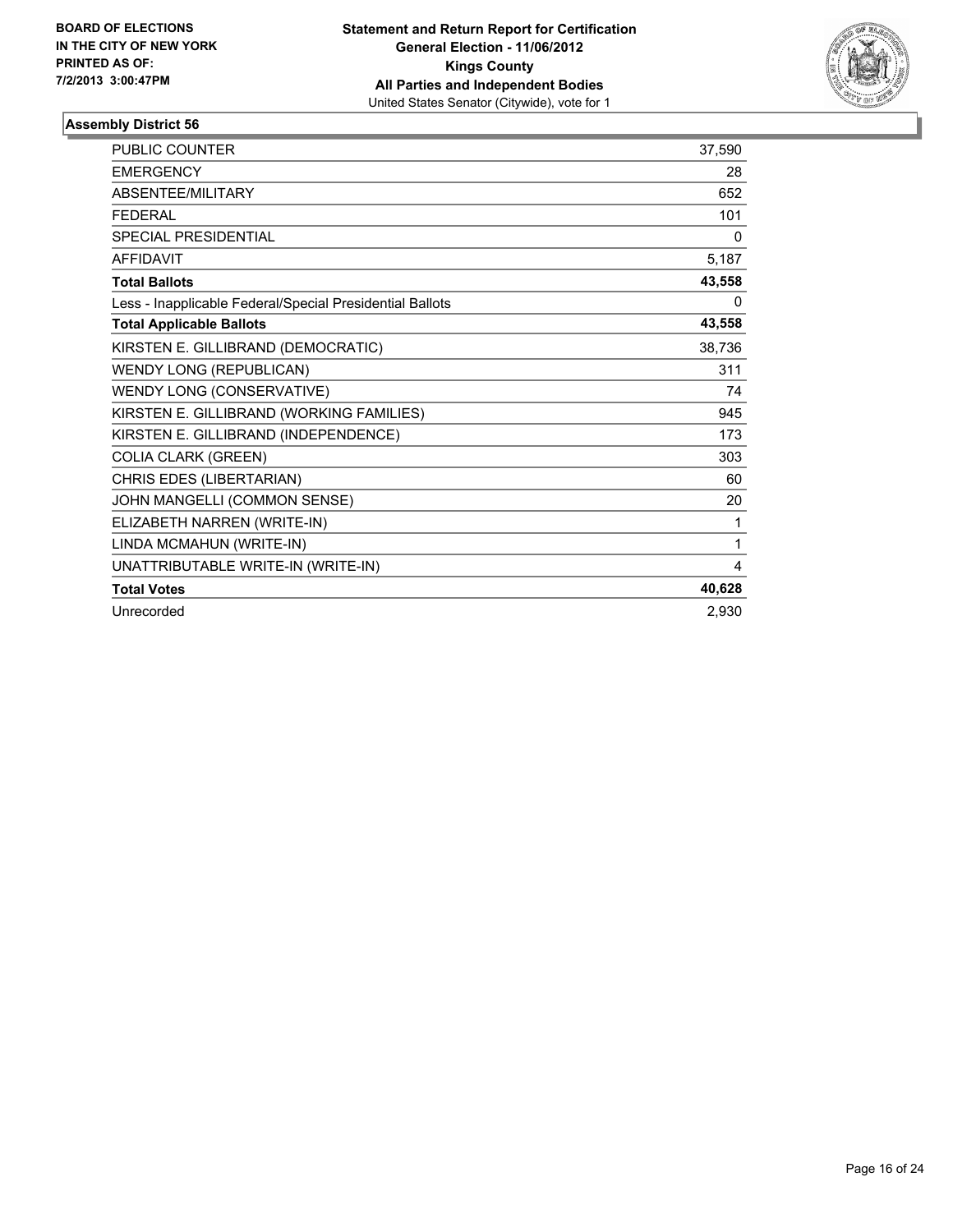**BOARD OF ELECTIONS IN THE CITY OF NEW YORK PRINTED AS OF: 7/2/2013 3:00:47PM**

**Statement and Return Report for Certification General Election - 11/06/2012 Kings County All Parties and Independent Bodies**
United States Senator (Citywide), vote for 1

### Assembly District 56

| | |
|---|---|
| PUBLIC COUNTER | 37,590 |
| EMERGENCY | 28 |
| ABSENTEE/MILITARY | 652 |
| FEDERAL | 101 |
| SPECIAL PRESIDENTIAL | 0 |
| AFFIDAVIT | 5,187 |
| **Total Ballots** | **43,558** |
| Less - Inapplicable Federal/Special Presidential Ballots | 0 |
| **Total Applicable Ballots** | **43,558** |
| KIRSTEN E. GILLIBRAND (DEMOCRATIC) | 38,736 |
| WENDY LONG (REPUBLICAN) | 311 |
| WENDY LONG (CONSERVATIVE) | 74 |
| KIRSTEN E. GILLIBRAND (WORKING FAMILIES) | 945 |
| KIRSTEN E. GILLIBRAND (INDEPENDENCE) | 173 |
| COLIA CLARK (GREEN) | 303 |
| CHRIS EDES (LIBERTARIAN) | 60 |
| JOHN MANGELLI (COMMON SENSE) | 20 |
| ELIZABETH NARREN (WRITE-IN) | 1 |
| LINDA MCMAHUN (WRITE-IN) | 1 |
| UNATTRIBUTABLE WRITE-IN (WRITE-IN) | 4 |
| **Total Votes** | **40,628** |
| Unrecorded | 2,930 |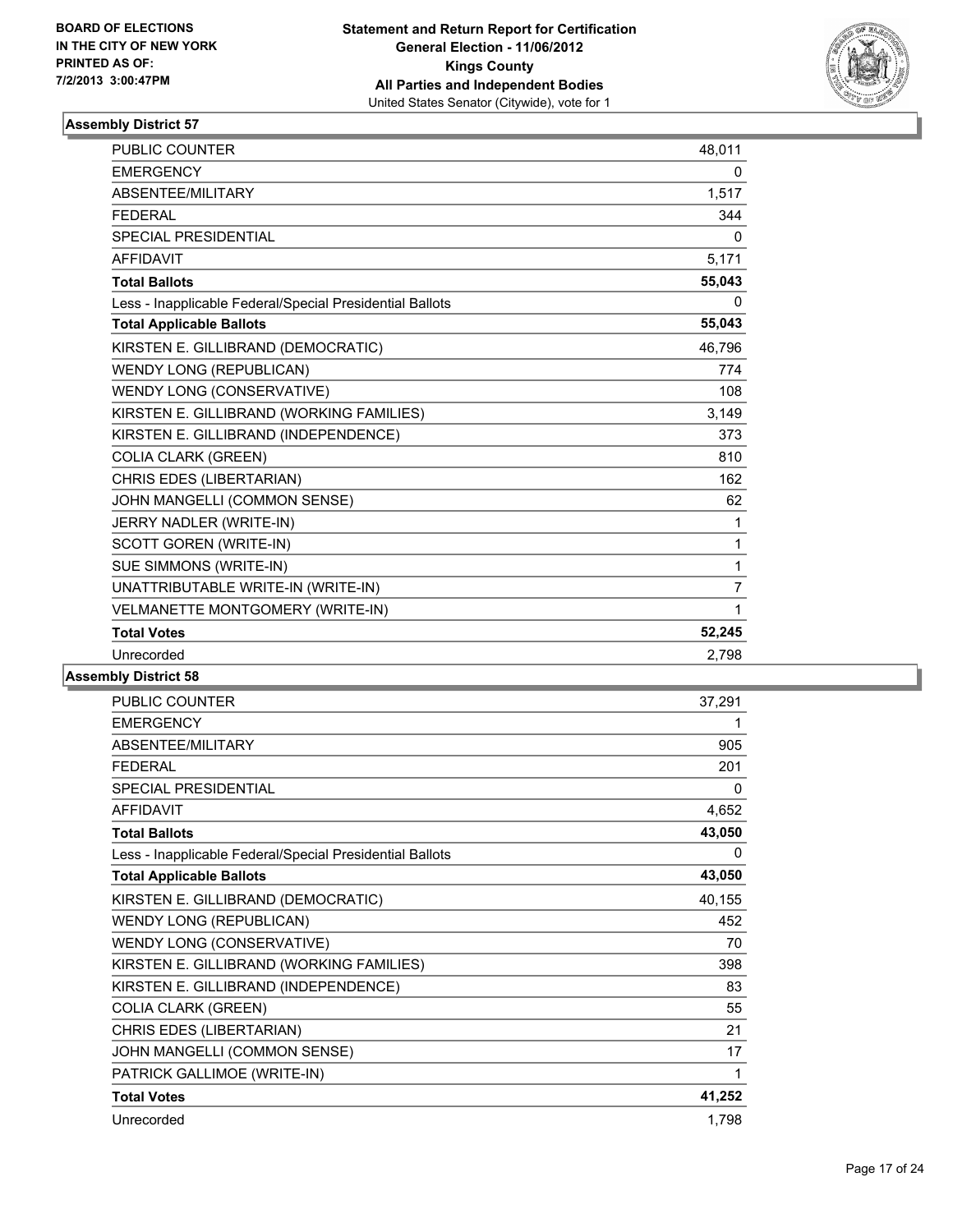BOARD OF ELECTIONS
IN THE CITY OF NEW YORK
PRINTED AS OF:
7/2/2013 3:00:47PM

**Statement and Return Report for Certification**
**General Election - 11/06/2012**
**Kings County**
**All Parties and Independent Bodies**
United States Senator (Citywide), vote for 1

### Assembly District 57

| | |
|---|---|
| PUBLIC COUNTER | 48,011 |
| EMERGENCY | 0 |
| ABSENTEE/MILITARY | 1,517 |
| FEDERAL | 344 |
| SPECIAL PRESIDENTIAL | 0 |
| AFFIDAVIT | 5,171 |
| **Total Ballots** | **55,043** |
| Less - Inapplicable Federal/Special Presidential Ballots | 0 |
| **Total Applicable Ballots** | **55,043** |
| KIRSTEN E. GILLIBRAND (DEMOCRATIC) | 46,796 |
| WENDY LONG (REPUBLICAN) | 774 |
| WENDY LONG (CONSERVATIVE) | 108 |
| KIRSTEN E. GILLIBRAND (WORKING FAMILIES) | 3,149 |
| KIRSTEN E. GILLIBRAND (INDEPENDENCE) | 373 |
| COLIA CLARK (GREEN) | 810 |
| CHRIS EDES (LIBERTARIAN) | 162 |
| JOHN MANGELLI (COMMON SENSE) | 62 |
| JERRY NADLER (WRITE-IN) | 1 |
| SCOTT GOREN (WRITE-IN) | 1 |
| SUE SIMMONS (WRITE-IN) | 1 |
| UNATTRIBUTABLE WRITE-IN (WRITE-IN) | 7 |
| VELMANETTE MONTGOMERY (WRITE-IN) | 1 |
| **Total Votes** | **52,245** |
| Unrecorded | 2,798 |

### Assembly District 58

| | |
|---|---|
| PUBLIC COUNTER | 37,291 |
| EMERGENCY | 1 |
| ABSENTEE/MILITARY | 905 |
| FEDERAL | 201 |
| SPECIAL PRESIDENTIAL | 0 |
| AFFIDAVIT | 4,652 |
| **Total Ballots** | **43,050** |
| Less - Inapplicable Federal/Special Presidential Ballots | 0 |
| **Total Applicable Ballots** | **43,050** |
| KIRSTEN E. GILLIBRAND (DEMOCRATIC) | 40,155 |
| WENDY LONG (REPUBLICAN) | 452 |
| WENDY LONG (CONSERVATIVE) | 70 |
| KIRSTEN E. GILLIBRAND (WORKING FAMILIES) | 398 |
| KIRSTEN E. GILLIBRAND (INDEPENDENCE) | 83 |
| COLIA CLARK (GREEN) | 55 |
| CHRIS EDES (LIBERTARIAN) | 21 |
| JOHN MANGELLI (COMMON SENSE) | 17 |
| PATRICK GALLIMOE (WRITE-IN) | 1 |
| **Total Votes** | **41,252** |
| Unrecorded | 1,798 |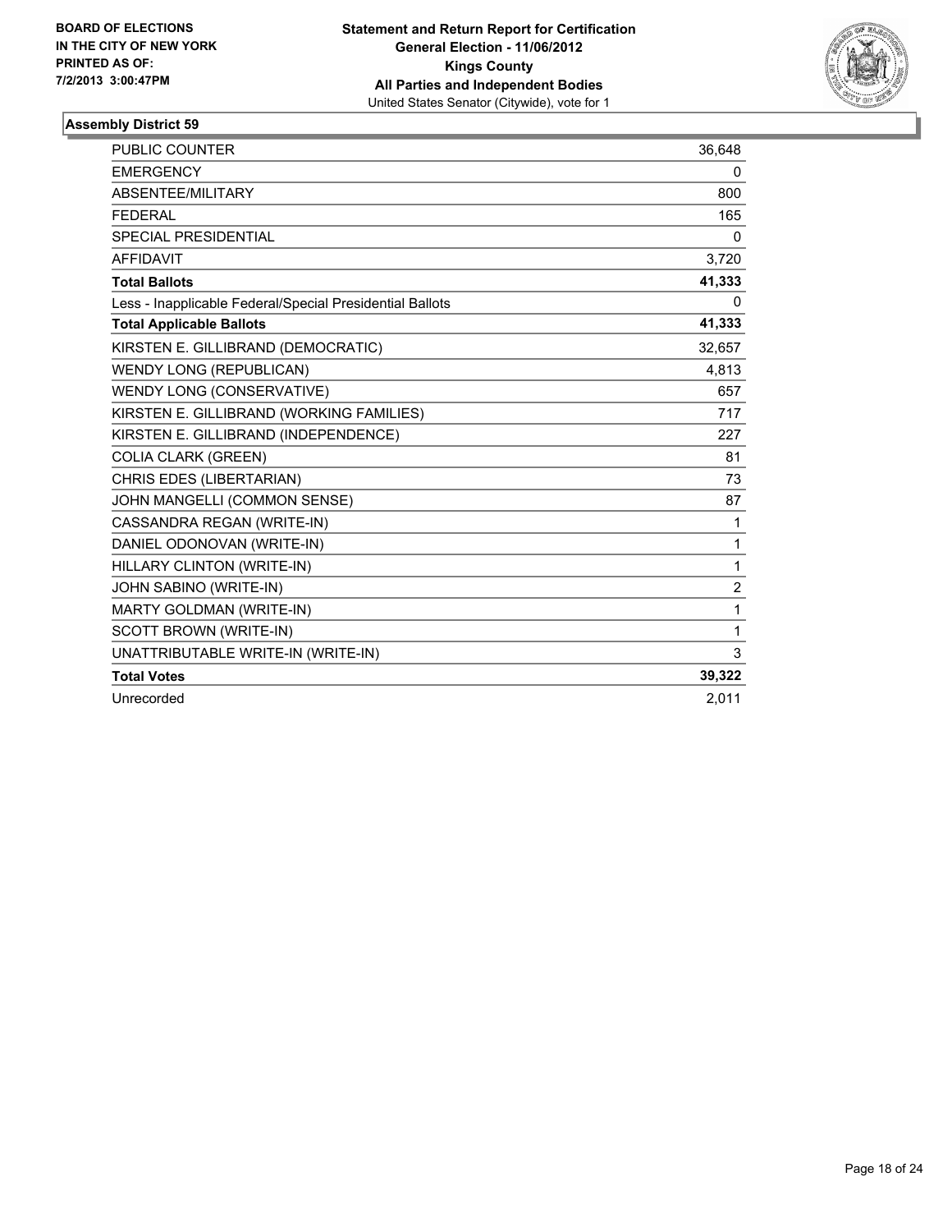BOARD OF ELECTIONS
IN THE CITY OF NEW YORK
PRINTED AS OF:
7/2/2013 3:00:47PM

**Statement and Return Report for Certification**
**General Election - 11/06/2012**
**Kings County**
**All Parties and Independent Bodies**
United States Senator (Citywide), vote for 1

### Assembly District 59

| | |
|---|---|
| PUBLIC COUNTER | 36,648 |
| EMERGENCY | 0 |
| ABSENTEE/MILITARY | 800 |
| FEDERAL | 165 |
| SPECIAL PRESIDENTIAL | 0 |
| AFFIDAVIT | 3,720 |
| **Total Ballots** | **41,333** |
| Less - Inapplicable Federal/Special Presidential Ballots | 0 |
| **Total Applicable Ballots** | **41,333** |
| KIRSTEN E. GILLIBRAND (DEMOCRATIC) | 32,657 |
| WENDY LONG (REPUBLICAN) | 4,813 |
| WENDY LONG (CONSERVATIVE) | 657 |
| KIRSTEN E. GILLIBRAND (WORKING FAMILIES) | 717 |
| KIRSTEN E. GILLIBRAND (INDEPENDENCE) | 227 |
| COLIA CLARK (GREEN) | 81 |
| CHRIS EDES (LIBERTARIAN) | 73 |
| JOHN MANGELLI (COMMON SENSE) | 87 |
| CASSANDRA REGAN (WRITE-IN) | 1 |
| DANIEL ODONOVAN (WRITE-IN) | 1 |
| HILLARY CLINTON (WRITE-IN) | 1 |
| JOHN SABINO (WRITE-IN) | 2 |
| MARTY GOLDMAN (WRITE-IN) | 1 |
| SCOTT BROWN (WRITE-IN) | 1 |
| UNATTRIBUTABLE WRITE-IN (WRITE-IN) | 3 |
| **Total Votes** | **39,322** |
| Unrecorded | 2,011 |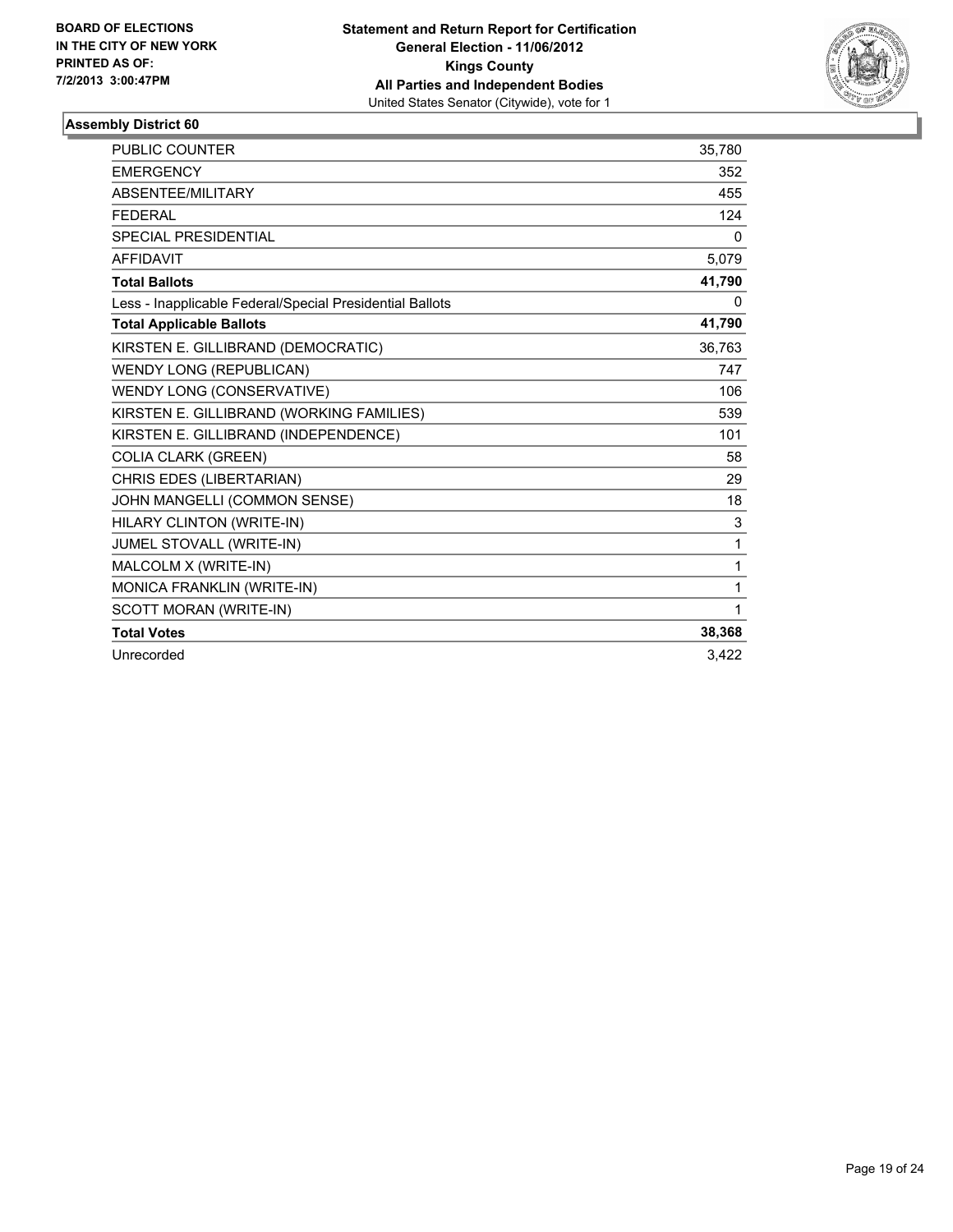**BOARD OF ELECTIONS IN THE CITY OF NEW YORK PRINTED AS OF: 7/2/2013 3:00:47PM**

**Statement and Return Report for Certification**
**General Election - 11/06/2012**
**Kings County**
**All Parties and Independent Bodies**
United States Senator (Citywide), vote for 1

### Assembly District 60

| | |
|---|---|
| PUBLIC COUNTER | 35,780 |
| EMERGENCY | 352 |
| ABSENTEE/MILITARY | 455 |
| FEDERAL | 124 |
| SPECIAL PRESIDENTIAL | 0 |
| AFFIDAVIT | 5,079 |
| **Total Ballots** | **41,790** |
| Less - Inapplicable Federal/Special Presidential Ballots | 0 |
| **Total Applicable Ballots** | **41,790** |
| KIRSTEN E. GILLIBRAND (DEMOCRATIC) | 36,763 |
| WENDY LONG (REPUBLICAN) | 747 |
| WENDY LONG (CONSERVATIVE) | 106 |
| KIRSTEN E. GILLIBRAND (WORKING FAMILIES) | 539 |
| KIRSTEN E. GILLIBRAND (INDEPENDENCE) | 101 |
| COLIA CLARK (GREEN) | 58 |
| CHRIS EDES (LIBERTARIAN) | 29 |
| JOHN MANGELLI (COMMON SENSE) | 18 |
| HILARY CLINTON (WRITE-IN) | 3 |
| JUMEL STOVALL (WRITE-IN) | 1 |
| MALCOLM X (WRITE-IN) | 1 |
| MONICA FRANKLIN (WRITE-IN) | 1 |
| SCOTT MORAN (WRITE-IN) | 1 |
| **Total Votes** | **38,368** |
| Unrecorded | 3,422 |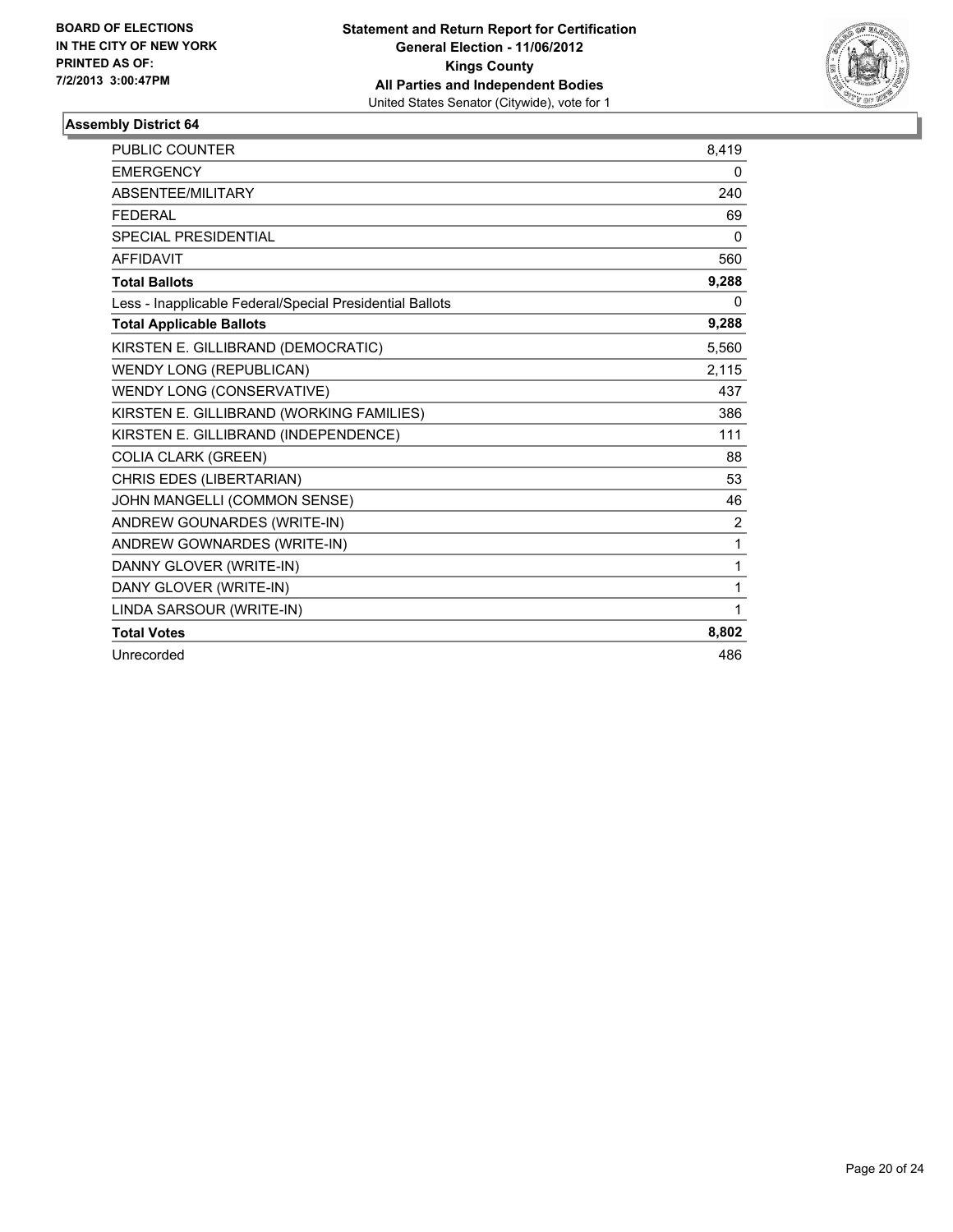BOARD OF ELECTIONS
IN THE CITY OF NEW YORK
PRINTED AS OF:
7/2/2013 3:00:47PM

**Statement and Return Report for Certification**
**General Election - 11/06/2012**
**Kings County**
**All Parties and Independent Bodies**
United States Senator (Citywide), vote for 1

### Assembly District 64

| | |
|---|---|
| PUBLIC COUNTER | 8,419 |
| EMERGENCY | 0 |
| ABSENTEE/MILITARY | 240 |
| FEDERAL | 69 |
| SPECIAL PRESIDENTIAL | 0 |
| AFFIDAVIT | 560 |
| **Total Ballots** | **9,288** |
| Less - Inapplicable Federal/Special Presidential Ballots | 0 |
| **Total Applicable Ballots** | **9,288** |
| KIRSTEN E. GILLIBRAND (DEMOCRATIC) | 5,560 |
| WENDY LONG (REPUBLICAN) | 2,115 |
| WENDY LONG (CONSERVATIVE) | 437 |
| KIRSTEN E. GILLIBRAND (WORKING FAMILIES) | 386 |
| KIRSTEN E. GILLIBRAND (INDEPENDENCE) | 111 |
| COLIA CLARK (GREEN) | 88 |
| CHRIS EDES (LIBERTARIAN) | 53 |
| JOHN MANGELLI (COMMON SENSE) | 46 |
| ANDREW GOUNARDES (WRITE-IN) | 2 |
| ANDREW GOWNARDES (WRITE-IN) | 1 |
| DANNY GLOVER (WRITE-IN) | 1 |
| DANY GLOVER (WRITE-IN) | 1 |
| LINDA SARSOUR (WRITE-IN) | 1 |
| **Total Votes** | **8,802** |
| Unrecorded | 486 |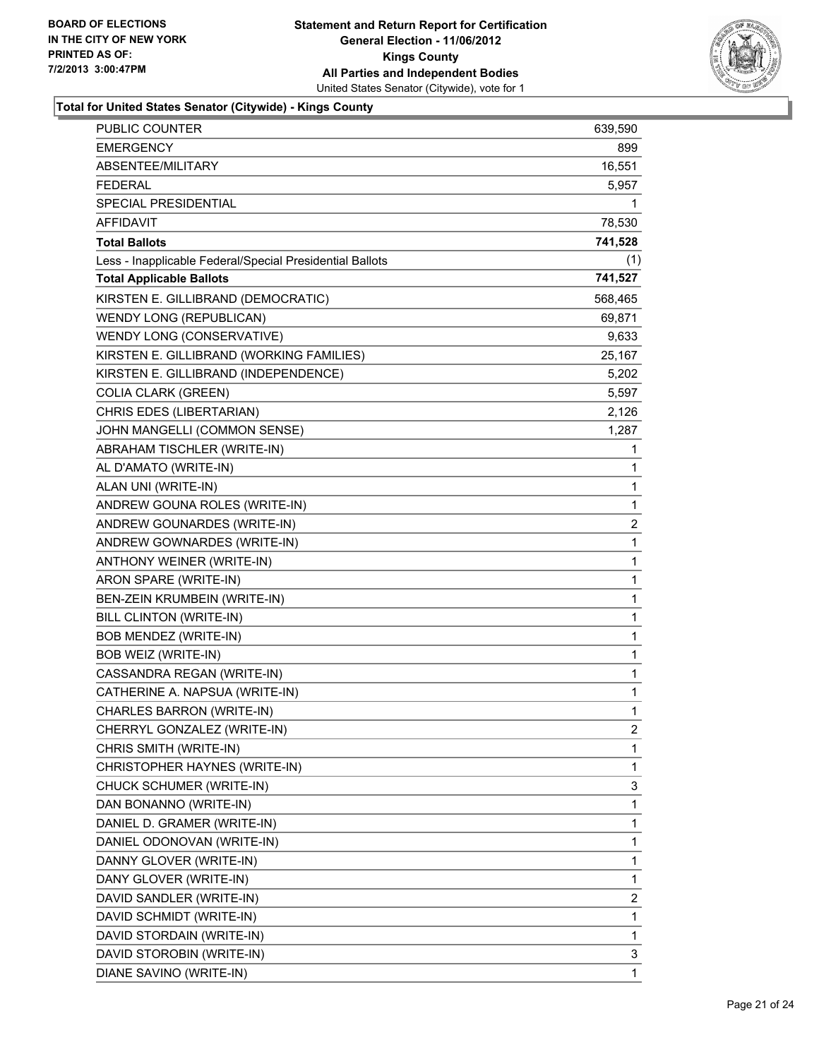**BOARD OF ELECTIONS IN THE CITY OF NEW YORK PRINTED AS OF: 7/2/2013 3:00:47PM**

**Statement and Return Report for Certification**
**General Election - 11/06/2012**
**Kings County**
**All Parties and Independent Bodies**
United States Senator (Citywide), vote for 1

**Total for United States Senator (Citywide) - Kings County**

| | |
|---|---|
| PUBLIC COUNTER | 639,590 |
| EMERGENCY | 899 |
| ABSENTEE/MILITARY | 16,551 |
| FEDERAL | 5,957 |
| SPECIAL PRESIDENTIAL | 1 |
| AFFIDAVIT | 78,530 |
| **Total Ballots** | **741,528** |
| Less - Inapplicable Federal/Special Presidential Ballots | (1) |
| **Total Applicable Ballots** | **741,527** |
| KIRSTEN E. GILLIBRAND (DEMOCRATIC) | 568,465 |
| WENDY LONG (REPUBLICAN) | 69,871 |
| WENDY LONG (CONSERVATIVE) | 9,633 |
| KIRSTEN E. GILLIBRAND (WORKING FAMILIES) | 25,167 |
| KIRSTEN E. GILLIBRAND (INDEPENDENCE) | 5,202 |
| COLIA CLARK (GREEN) | 5,597 |
| CHRIS EDES (LIBERTARIAN) | 2,126 |
| JOHN MANGELLI (COMMON SENSE) | 1,287 |
| ABRAHAM TISCHLER (WRITE-IN) | 1 |
| AL D'AMATO (WRITE-IN) | 1 |
| ALAN UNI (WRITE-IN) | 1 |
| ANDREW GOUNA ROLES (WRITE-IN) | 1 |
| ANDREW GOUNARDES (WRITE-IN) | 2 |
| ANDREW GOWNARDES (WRITE-IN) | 1 |
| ANTHONY WEINER (WRITE-IN) | 1 |
| ARON SPARE (WRITE-IN) | 1 |
| BEN-ZEIN KRUMBEIN (WRITE-IN) | 1 |
| BILL CLINTON (WRITE-IN) | 1 |
| BOB MENDEZ (WRITE-IN) | 1 |
| BOB WEIZ (WRITE-IN) | 1 |
| CASSANDRA REGAN (WRITE-IN) | 1 |
| CATHERINE A. NAPSUA (WRITE-IN) | 1 |
| CHARLES BARRON (WRITE-IN) | 1 |
| CHERRYL GONZALEZ (WRITE-IN) | 2 |
| CHRIS SMITH (WRITE-IN) | 1 |
| CHRISTOPHER HAYNES (WRITE-IN) | 1 |
| CHUCK SCHUMER (WRITE-IN) | 3 |
| DAN BONANNO (WRITE-IN) | 1 |
| DANIEL D. GRAMER (WRITE-IN) | 1 |
| DANIEL ODONOVAN (WRITE-IN) | 1 |
| DANNY GLOVER (WRITE-IN) | 1 |
| DANY GLOVER (WRITE-IN) | 1 |
| DAVID SANDLER (WRITE-IN) | 2 |
| DAVID SCHMIDT (WRITE-IN) | 1 |
| DAVID STORDAIN (WRITE-IN) | 1 |
| DAVID STOROBIN (WRITE-IN) | 3 |
| DIANE SAVINO (WRITE-IN) | 1 |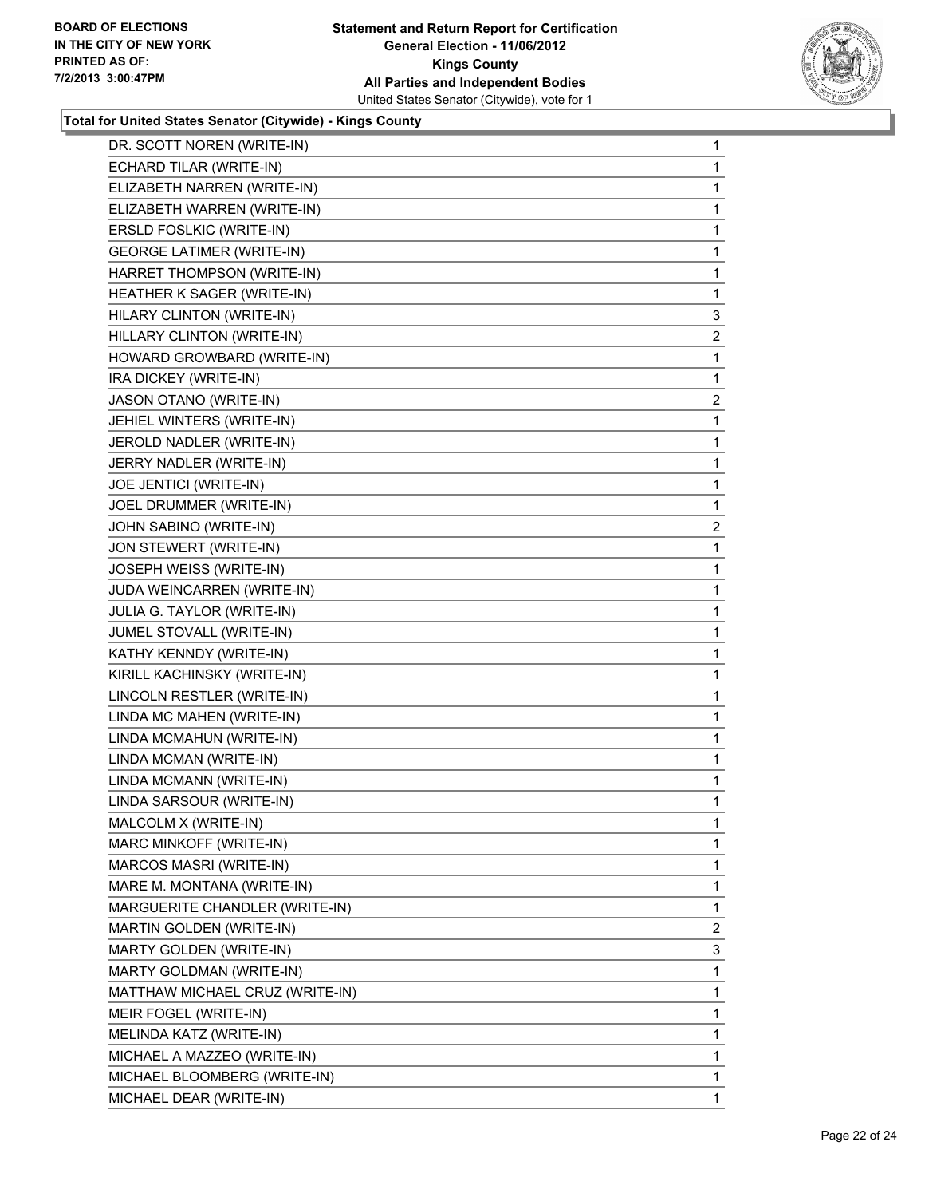**BOARD OF ELECTIONS IN THE CITY OF NEW YORK PRINTED AS OF: 7/2/2013 3:00:47PM**

**Statement and Return Report for Certification**
**General Election - 11/06/2012**
**Kings County**
**All Parties and Independent Bodies**
United States Senator (Citywide), vote for 1

**Total for United States Senator (Citywide) - Kings County**

| | |
|---|---|
| DR. SCOTT NOREN (WRITE-IN) | 1 |
| ECHARD TILAR (WRITE-IN) | 1 |
| ELIZABETH NARREN (WRITE-IN) | 1 |
| ELIZABETH WARREN (WRITE-IN) | 1 |
| ERSLD FOSLKIC (WRITE-IN) | 1 |
| GEORGE LATIMER (WRITE-IN) | 1 |
| HARRET THOMPSON (WRITE-IN) | 1 |
| HEATHER K SAGER (WRITE-IN) | 1 |
| HILARY CLINTON (WRITE-IN) | 3 |
| HILLARY CLINTON (WRITE-IN) | 2 |
| HOWARD GROWBARD (WRITE-IN) | 1 |
| IRA DICKEY (WRITE-IN) | 1 |
| JASON OTANO (WRITE-IN) | 2 |
| JEHIEL WINTERS (WRITE-IN) | 1 |
| JEROLD NADLER (WRITE-IN) | 1 |
| JERRY NADLER (WRITE-IN) | 1 |
| JOE JENTICI (WRITE-IN) | 1 |
| JOEL DRUMMER (WRITE-IN) | 1 |
| JOHN SABINO (WRITE-IN) | 2 |
| JON STEWERT (WRITE-IN) | 1 |
| JOSEPH WEISS (WRITE-IN) | 1 |
| JUDA WEINCARREN (WRITE-IN) | 1 |
| JULIA G. TAYLOR (WRITE-IN) | 1 |
| JUMEL STOVALL (WRITE-IN) | 1 |
| KATHY KENNDY (WRITE-IN) | 1 |
| KIRILL KACHINSKY (WRITE-IN) | 1 |
| LINCOLN RESTLER (WRITE-IN) | 1 |
| LINDA MC MAHEN (WRITE-IN) | 1 |
| LINDA MCMAHUN (WRITE-IN) | 1 |
| LINDA MCMAN (WRITE-IN) | 1 |
| LINDA MCMANN (WRITE-IN) | 1 |
| LINDA SARSOUR (WRITE-IN) | 1 |
| MALCOLM X (WRITE-IN) | 1 |
| MARC MINKOFF (WRITE-IN) | 1 |
| MARCOS MASRI (WRITE-IN) | 1 |
| MARE M. MONTANA (WRITE-IN) | 1 |
| MARGUERITE CHANDLER (WRITE-IN) | 1 |
| MARTIN GOLDEN (WRITE-IN) | 2 |
| MARTY GOLDEN (WRITE-IN) | 3 |
| MARTY GOLDMAN (WRITE-IN) | 1 |
| MATTHAW MICHAEL CRUZ (WRITE-IN) | 1 |
| MEIR FOGEL (WRITE-IN) | 1 |
| MELINDA KATZ (WRITE-IN) | 1 |
| MICHAEL A MAZZEO (WRITE-IN) | 1 |
| MICHAEL BLOOMBERG (WRITE-IN) | 1 |
| MICHAEL DEAR (WRITE-IN) | 1 |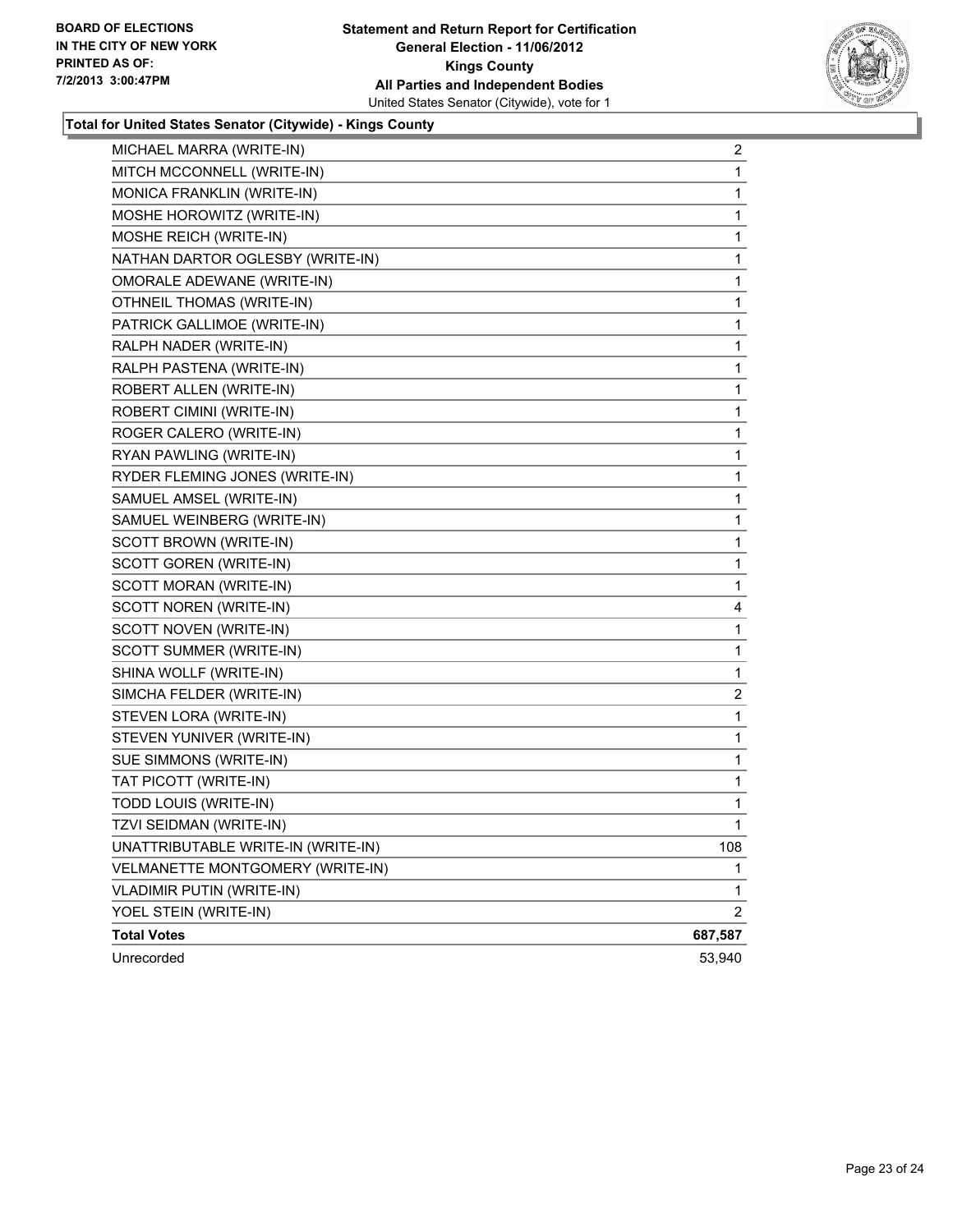BOARD OF ELECTIONS
IN THE CITY OF NEW YORK
PRINTED AS OF:
7/2/2013 3:00:47PM

**Statement and Return Report for Certification**
**General Election - 11/06/2012**
**Kings County**
**All Parties and Independent Bodies**
United States Senator (Citywide), vote for 1

### Total for United States Senator (Citywide) - Kings County

| Candidate | Votes |
| --- | --- |
| MICHAEL MARRA (WRITE-IN) | 2 |
| MITCH MCCONNELL (WRITE-IN) | 1 |
| MONICA FRANKLIN (WRITE-IN) | 1 |
| MOSHE HOROWITZ (WRITE-IN) | 1 |
| MOSHE REICH (WRITE-IN) | 1 |
| NATHAN DARTOR OGLESBY (WRITE-IN) | 1 |
| OMORALE ADEWANE (WRITE-IN) | 1 |
| OTHNEIL THOMAS (WRITE-IN) | 1 |
| PATRICK GALLIMOE (WRITE-IN) | 1 |
| RALPH NADER (WRITE-IN) | 1 |
| RALPH PASTENA (WRITE-IN) | 1 |
| ROBERT ALLEN (WRITE-IN) | 1 |
| ROBERT CIMINI (WRITE-IN) | 1 |
| ROGER CALERO (WRITE-IN) | 1 |
| RYAN PAWLING (WRITE-IN) | 1 |
| RYDER FLEMING JONES (WRITE-IN) | 1 |
| SAMUEL AMSEL (WRITE-IN) | 1 |
| SAMUEL WEINBERG (WRITE-IN) | 1 |
| SCOTT BROWN (WRITE-IN) | 1 |
| SCOTT GOREN (WRITE-IN) | 1 |
| SCOTT MORAN (WRITE-IN) | 1 |
| SCOTT NOREN (WRITE-IN) | 4 |
| SCOTT NOVEN (WRITE-IN) | 1 |
| SCOTT SUMMER (WRITE-IN) | 1 |
| SHINA WOLLF (WRITE-IN) | 1 |
| SIMCHA FELDER (WRITE-IN) | 2 |
| STEVEN LORA (WRITE-IN) | 1 |
| STEVEN YUNIVER (WRITE-IN) | 1 |
| SUE SIMMONS (WRITE-IN) | 1 |
| TAT PICOTT (WRITE-IN) | 1 |
| TODD LOUIS (WRITE-IN) | 1 |
| TZVI SEIDMAN (WRITE-IN) | 1 |
| UNATTRIBUTABLE WRITE-IN (WRITE-IN) | 108 |
| VELMANETTE MONTGOMERY (WRITE-IN) | 1 |
| VLADIMIR PUTIN (WRITE-IN) | 1 |
| YOEL STEIN (WRITE-IN) | 2 |
| **Total Votes** | **687,587** |
| Unrecorded | 53,940 |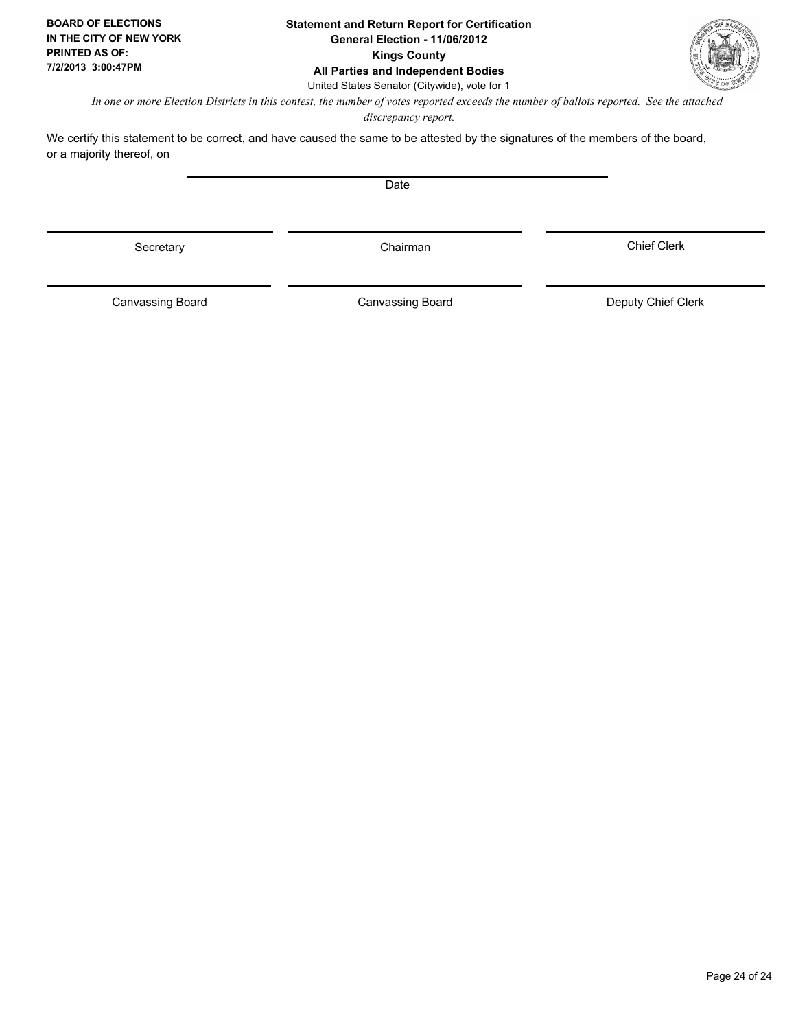BOARD OF ELECTIONS
IN THE CITY OF NEW YORK
PRINTED AS OF:
7/2/2013 3:00:47PM

**Statement and Return Report for Certification**
**General Election - 11/06/2012**
**Kings County**
**All Parties and Independent Bodies**
United States Senator (Citywide), vote for 1

*In one or more Election Districts in this contest, the number of votes reported exceeds the number of ballots reported. See the attached discrepancy report.*

We certify this statement to be correct, and have caused the same to be attested by the signatures of the members of the board, or a majority thereof, on

Date

| | | |
|---|---|---|
| Secretary | Chairman | Chief Clerk |
| Canvassing Board | Canvassing Board | Deputy Chief Clerk |